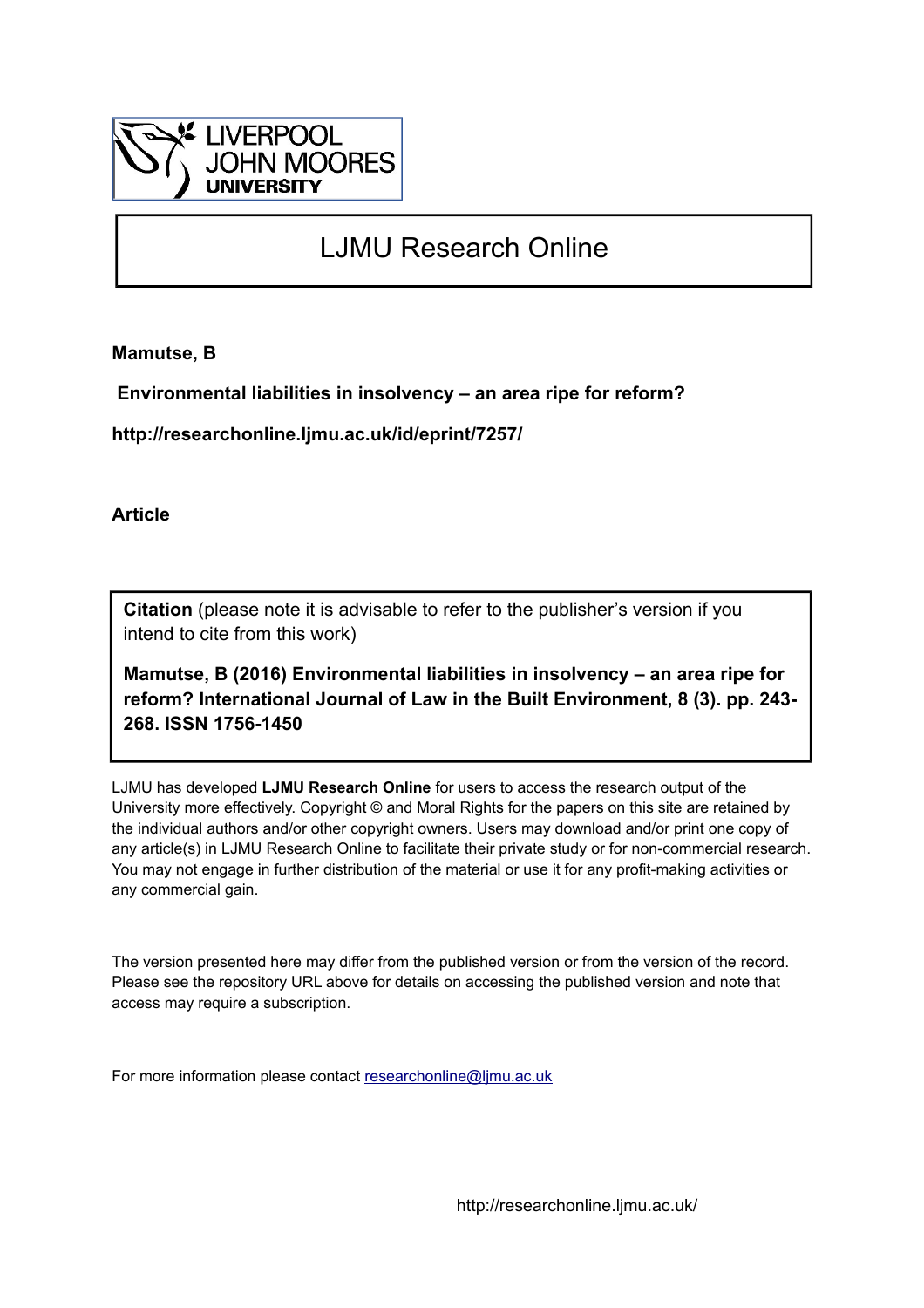LIVERPOOL JOHN MOORES UNIVERSITY

# LJMU Research Online

**Mamutse, B**

**Environmental liabilities in insolvency – an area ripe for reform?**

**http://researchonline.ljmu.ac.uk/id/eprint/7257/**

**Article**

**Citation** (please note it is advisable to refer to the publisher's version if you intend to cite from this work)

**Mamutse, B (2016) Environmental liabilities in insolvency – an area ripe for reform? International Journal of Law in the Built Environment, 8 (3). pp. 243-268. ISSN 1756-1450**

LJMU has developed **LJMU Research Online** for users to access the research output of the University more effectively. Copyright © and Moral Rights for the papers on this site are retained by the individual authors and/or other copyright owners. Users may download and/or print one copy of any article(s) in LJMU Research Online to facilitate their private study or for non-commercial research. You may not engage in further distribution of the material or use it for any profit-making activities or any commercial gain.

The version presented here may differ from the published version or from the version of the record. Please see the repository URL above for details on accessing the published version and note that access may require a subscription.

For more information please contact researchonline@ljmu.ac.uk

http://researchonline.ljmu.ac.uk/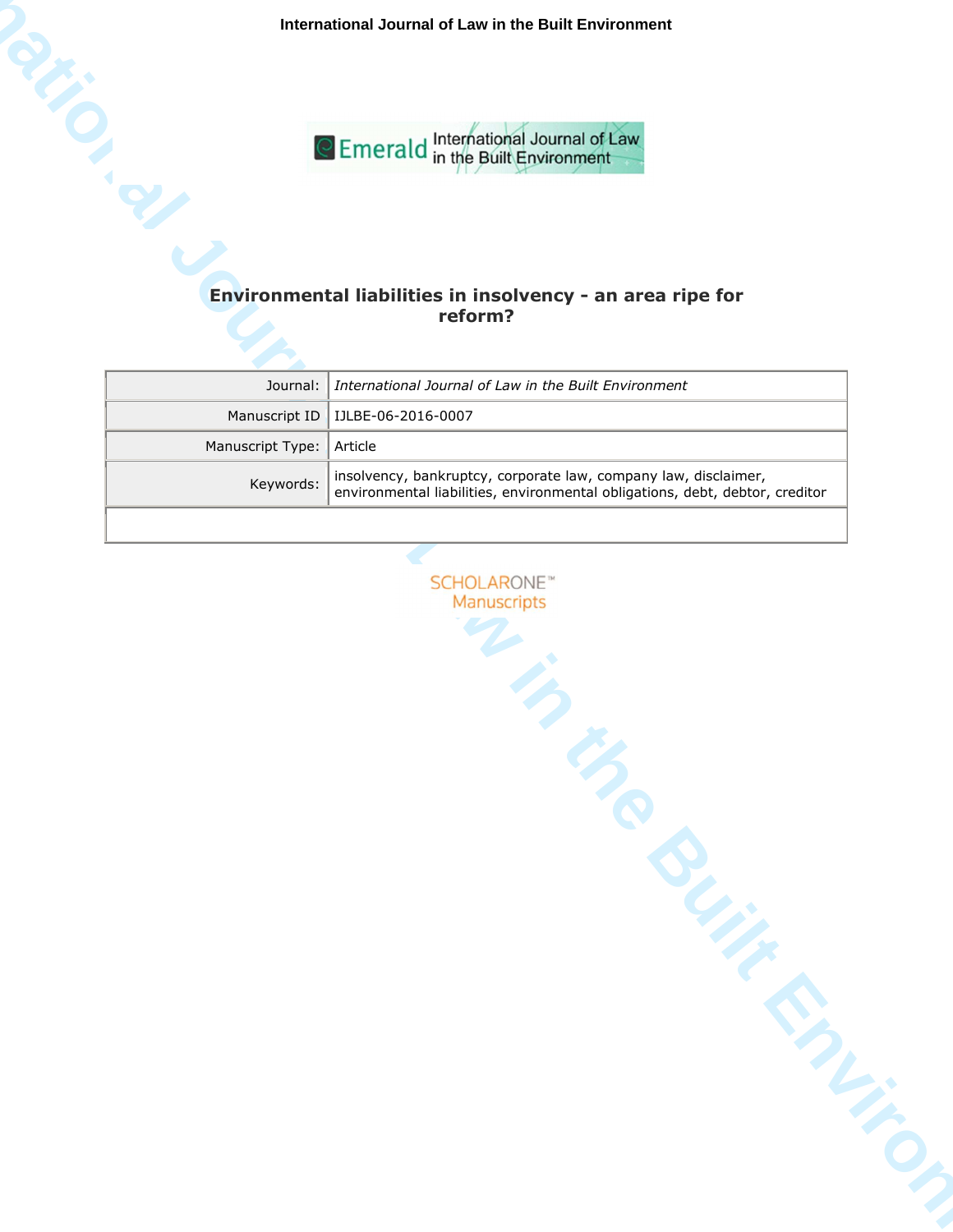# Environmental liabilities in insolvency - an area ripe for reform?

| Journal: | *International Journal of Law in the Built Environment* |
| --- | --- |
| Manuscript ID | IJLBE-06-2016-0007 |
| Manuscript Type: | Article |
| Keywords: | insolvency, bankruptcy, corporate law, company law, disclaimer, environmental liabilities, environmental obligations, debt, debtor, creditor |

SCHOLARONE™ Manuscripts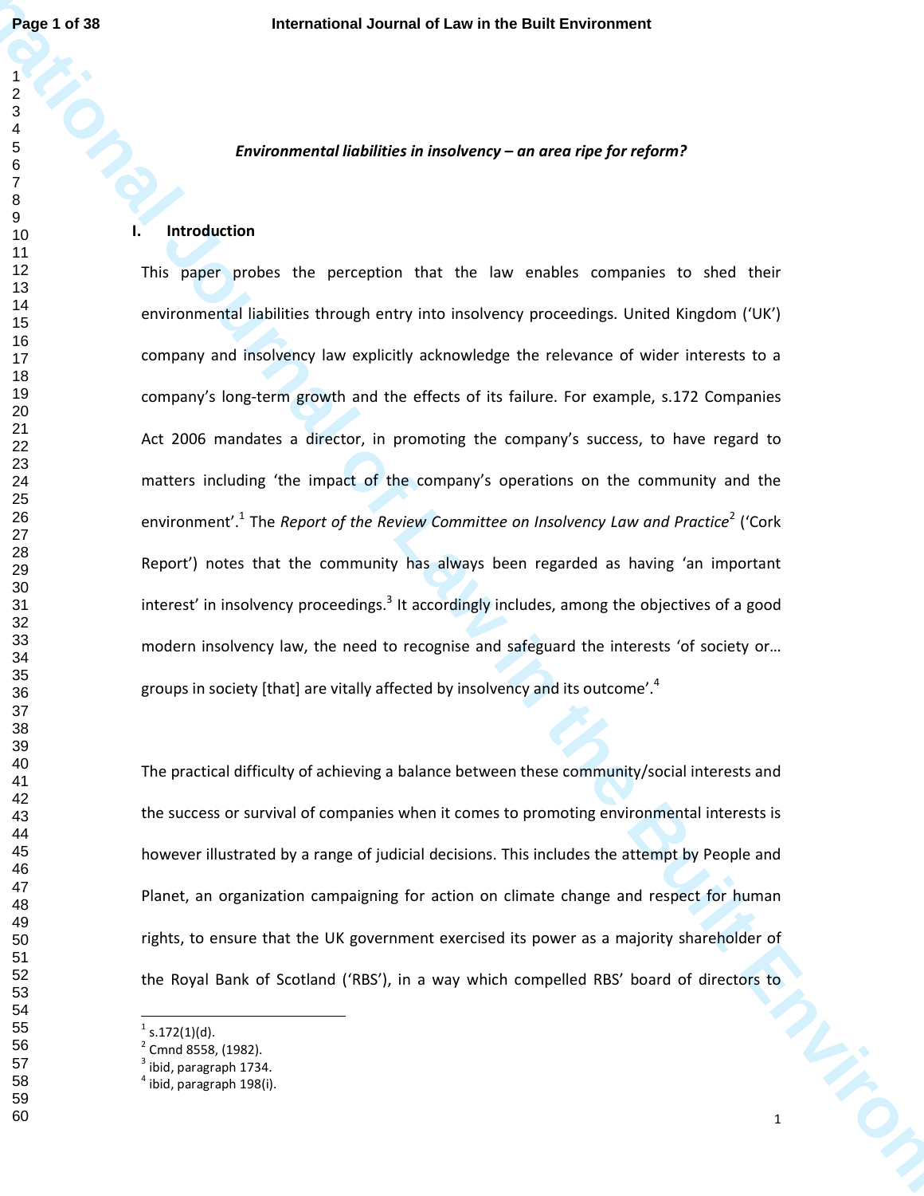***Environmental liabilities in insolvency – an area ripe for reform?***

## I. Introduction

This paper probes the perception that the law enables companies to shed their environmental liabilities through entry into insolvency proceedings. United Kingdom ('UK') company and insolvency law explicitly acknowledge the relevance of wider interests to a company's long-term growth and the effects of its failure. For example, s.172 Companies Act 2006 mandates a director, in promoting the company's success, to have regard to matters including 'the impact of the company's operations on the community and the environment'.[1] The *Report of the Review Committee on Insolvency Law and Practice*[2] ('Cork Report') notes that the community has always been regarded as having 'an important interest' in insolvency proceedings.[3] It accordingly includes, among the objectives of a good modern insolvency law, the need to recognise and safeguard the interests 'of society or… groups in society [that] are vitally affected by insolvency and its outcome'.[4]

The practical difficulty of achieving a balance between these community/social interests and the success or survival of companies when it comes to promoting environmental interests is however illustrated by a range of judicial decisions. This includes the attempt by People and Planet, an organization campaigning for action on climate change and respect for human rights, to ensure that the UK government exercised its power as a majority shareholder of the Royal Bank of Scotland ('RBS'), in a way which compelled RBS' board of directors to

---

[1] s.172(1)(d).
[2] Cmnd 8558, (1982).
[3] ibid, paragraph 1734.
[4] ibid, paragraph 198(i).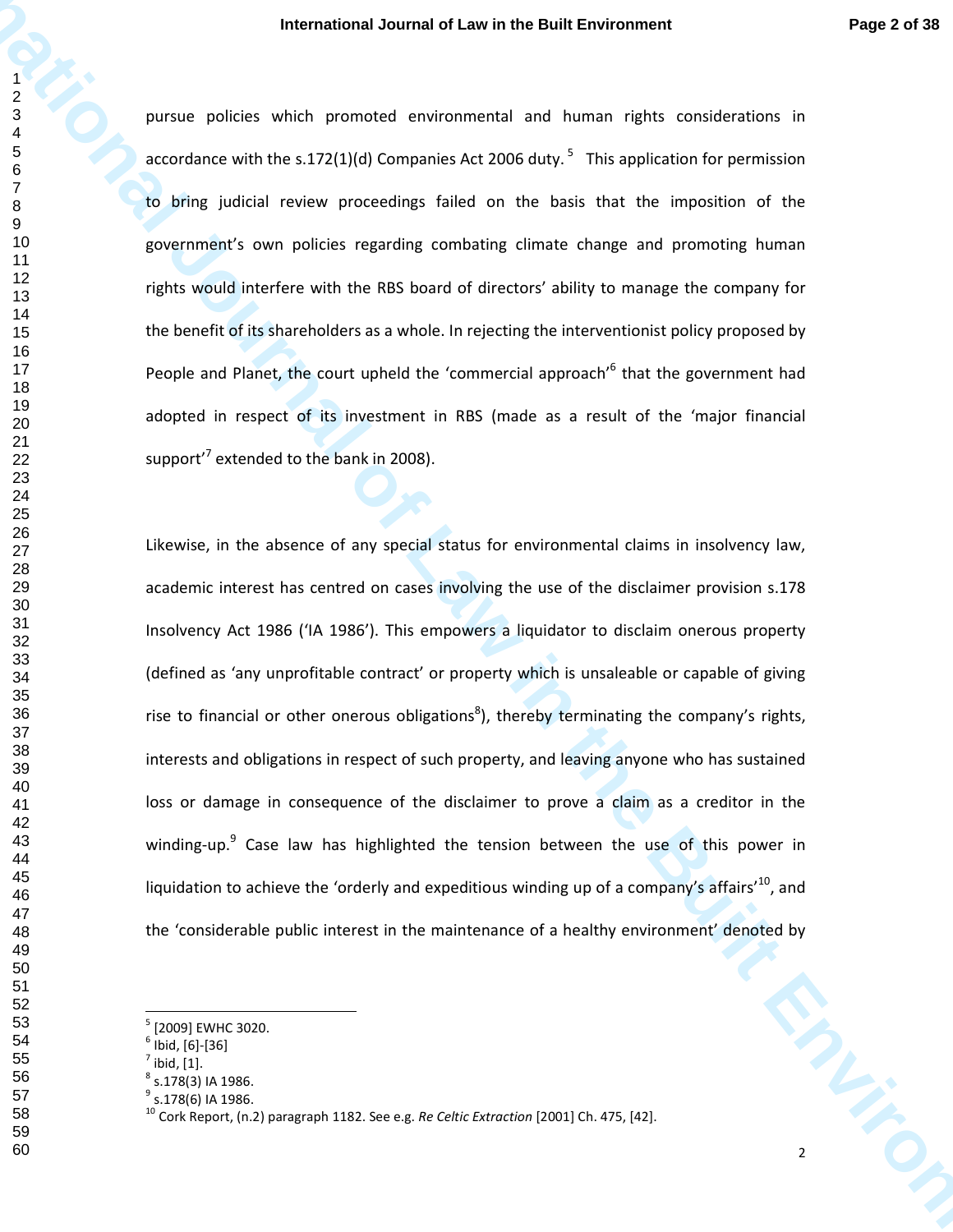pursue policies which promoted environmental and human rights considerations in accordance with the s.172(1)(d) Companies Act 2006 duty.[5] This application for permission to bring judicial review proceedings failed on the basis that the imposition of the government's own policies regarding combating climate change and promoting human rights would interfere with the RBS board of directors' ability to manage the company for the benefit of its shareholders as a whole. In rejecting the interventionist policy proposed by People and Planet, the court upheld the 'commercial approach'[6] that the government had adopted in respect of its investment in RBS (made as a result of the 'major financial support'[7] extended to the bank in 2008).

Likewise, in the absence of any special status for environmental claims in insolvency law, academic interest has centred on cases involving the use of the disclaimer provision s.178 Insolvency Act 1986 ('IA 1986'). This empowers a liquidator to disclaim onerous property (defined as 'any unprofitable contract' or property which is unsaleable or capable of giving rise to financial or other onerous obligations[8]), thereby terminating the company's rights, interests and obligations in respect of such property, and leaving anyone who has sustained loss or damage in consequence of the disclaimer to prove a claim as a creditor in the winding-up.[9] Case law has highlighted the tension between the use of this power in liquidation to achieve the 'orderly and expeditious winding up of a company's affairs'[10], and the 'considerable public interest in the maintenance of a healthy environment' denoted by

---

[5] [2009] EWHC 3020.

[6] Ibid, [6]-[36]

[7] ibid, [1].

[8] s.178(3) IA 1986.

[9] s.178(6) IA 1986.

[10] Cork Report, (n.2) paragraph 1182. See e.g. *Re Celtic Extraction* [2001] Ch. 475, [42].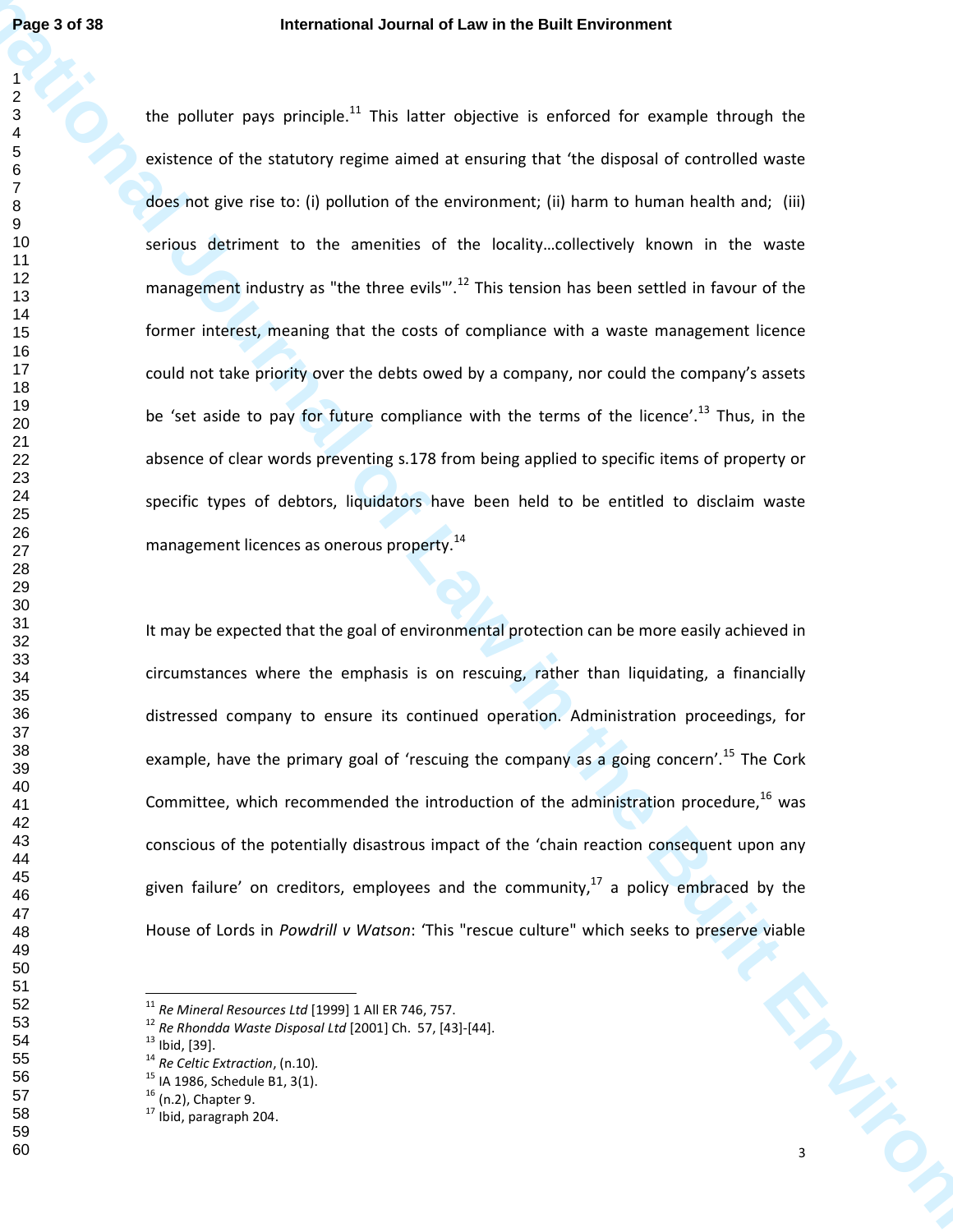the polluter pays principle.[11] This latter objective is enforced for example through the existence of the statutory regime aimed at ensuring that 'the disposal of controlled waste does not give rise to: (i) pollution of the environment; (ii) harm to human health and; (iii) serious detriment to the amenities of the locality…collectively known in the waste management industry as "the three evils"'.[12] This tension has been settled in favour of the former interest, meaning that the costs of compliance with a waste management licence could not take priority over the debts owed by a company, nor could the company's assets be 'set aside to pay for future compliance with the terms of the licence'.[13] Thus, in the absence of clear words preventing s.178 from being applied to specific items of property or specific types of debtors, liquidators have been held to be entitled to disclaim waste management licences as onerous property.[14]

It may be expected that the goal of environmental protection can be more easily achieved in circumstances where the emphasis is on rescuing, rather than liquidating, a financially distressed company to ensure its continued operation. Administration proceedings, for example, have the primary goal of 'rescuing the company as a going concern'.[15] The Cork Committee, which recommended the introduction of the administration procedure,[16] was conscious of the potentially disastrous impact of the 'chain reaction consequent upon any given failure' on creditors, employees and the community,[17] a policy embraced by the House of Lords in *Powdrill v Watson*: 'This "rescue culture" which seeks to preserve viable

---

[11] *Re Mineral Resources Ltd* [1999] 1 All ER 746, 757.
[12] *Re Rhondda Waste Disposal Ltd* [2001] Ch. 57, [43]-[44].
[13] Ibid, [39].
[14] *Re Celtic Extraction*, (n.10).
[15] IA 1986, Schedule B1, 3(1).
[16] (n.2), Chapter 9.
[17] Ibid, paragraph 204.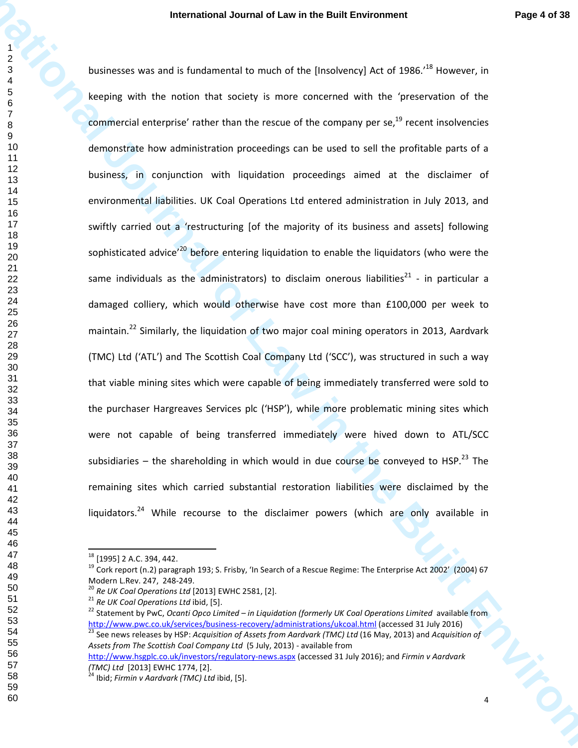businesses was and is fundamental to much of the [Insolvency] Act of 1986.'[18] However, in keeping with the notion that society is more concerned with the 'preservation of the commercial enterprise' rather than the rescue of the company per se,[19] recent insolvencies demonstrate how administration proceedings can be used to sell the profitable parts of a business, in conjunction with liquidation proceedings aimed at the disclaimer of environmental liabilities. UK Coal Operations Ltd entered administration in July 2013, and swiftly carried out a 'restructuring [of the majority of its business and assets] following sophisticated advice'[20] before entering liquidation to enable the liquidators (who were the same individuals as the administrators) to disclaim onerous liabilities[21] - in particular a damaged colliery, which would otherwise have cost more than £100,000 per week to maintain.[22] Similarly, the liquidation of two major coal mining operators in 2013, Aardvark (TMC) Ltd ('ATL') and The Scottish Coal Company Ltd ('SCC'), was structured in such a way that viable mining sites which were capable of being immediately transferred were sold to the purchaser Hargreaves Services plc ('HSP'), while more problematic mining sites which were not capable of being transferred immediately were hived down to ATL/SCC subsidiaries – the shareholding in which would in due course be conveyed to HSP.[23] The remaining sites which carried substantial restoration liabilities were disclaimed by the liquidators.[24] While recourse to the disclaimer powers (which are only available in

---

[18] [1995] 2 A.C. 394, 442.

[19] Cork report (n.2) paragraph 193; S. Frisby, 'In Search of a Rescue Regime: The Enterprise Act 2002' (2004) 67 Modern L.Rev. 247, 248-249.

[20] *Re UK Coal Operations Ltd* [2013] EWHC 2581, [2].

[21] *Re UK Coal Operations Ltd* ibid, [5].

[22] Statement by PwC, *Ocanti Opco Limited – in Liquidation (formerly UK Coal Operations Limited* available from http://www.pwc.co.uk/services/business-recovery/administrations/ukcoal.html (accessed 31 July 2016)

[23] See news releases by HSP: *Acquisition of Assets from Aardvark (TMC) Ltd* (16 May, 2013) and *Acquisition of Assets from The Scottish Coal Company Ltd* (5 July, 2013) - available from http://www.hsgplc.co.uk/investors/regulatory-news.aspx (accessed 31 July 2016); and *Firmin v Aardvark (TMC) Ltd* [2013] EWHC 1774, [2].

[24] Ibid; *Firmin v Aardvark (TMC) Ltd* ibid, [5].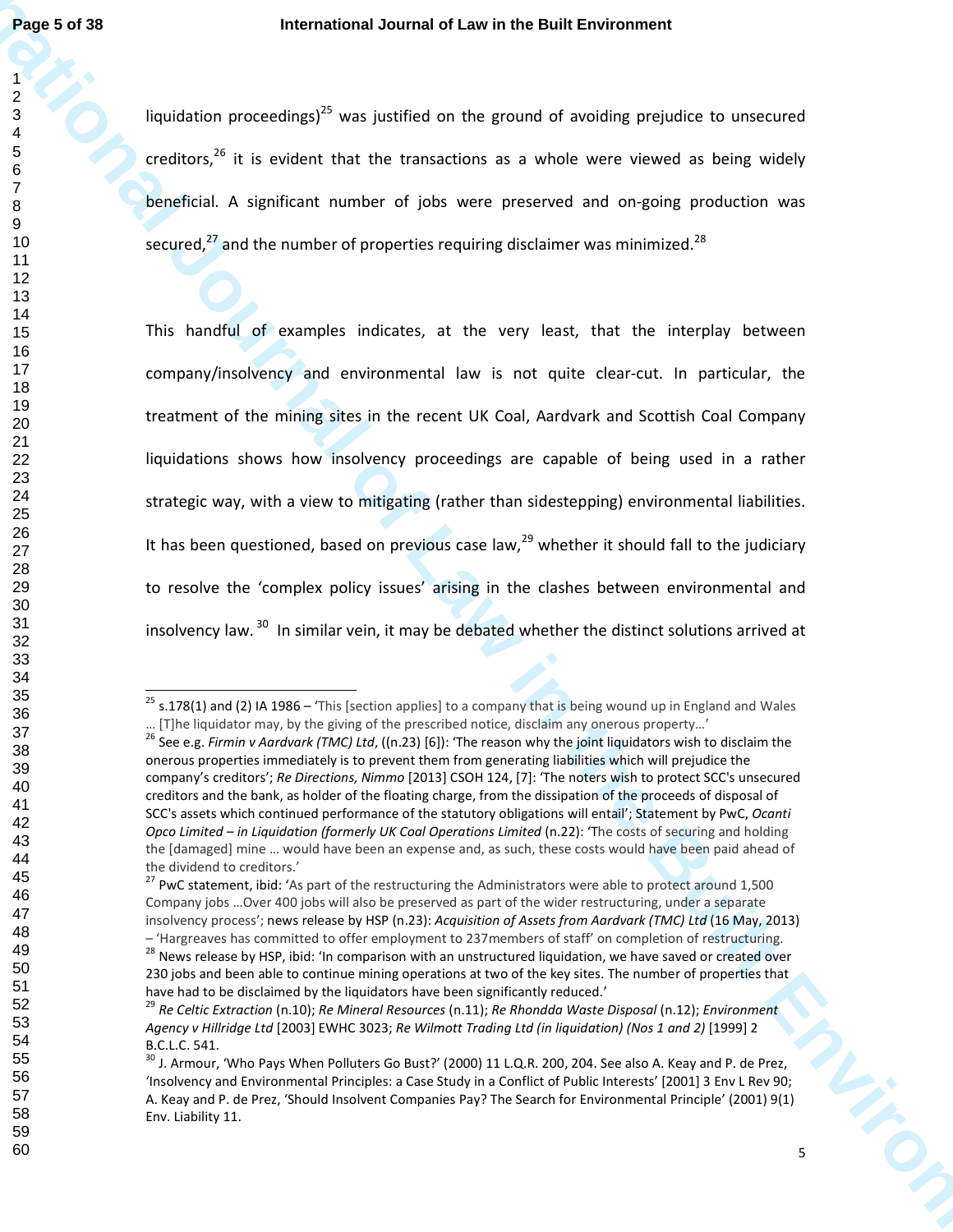liquidation proceedings)[25] was justified on the ground of avoiding prejudice to unsecured creditors,[26] it is evident that the transactions as a whole were viewed as being widely beneficial. A significant number of jobs were preserved and on-going production was secured,[27] and the number of properties requiring disclaimer was minimized.[28]

This handful of examples indicates, at the very least, that the interplay between company/insolvency and environmental law is not quite clear-cut. In particular, the treatment of the mining sites in the recent UK Coal, Aardvark and Scottish Coal Company liquidations shows how insolvency proceedings are capable of being used in a rather strategic way, with a view to mitigating (rather than sidestepping) environmental liabilities. It has been questioned, based on previous case law,[29] whether it should fall to the judiciary to resolve the 'complex policy issues' arising in the clashes between environmental and insolvency law.[30] In similar vein, it may be debated whether the distinct solutions arrived at

---

[25] s.178(1) and (2) IA 1986 – 'This [section applies] to a company that is being wound up in England and Wales … [T]he liquidator may, by the giving of the prescribed notice, disclaim any onerous property…'

[26] See e.g. *Firmin v Aardvark (TMC) Ltd*, ((n.23) [6]): 'The reason why the joint liquidators wish to disclaim the onerous properties immediately is to prevent them from generating liabilities which will prejudice the company's creditors'; *Re Directions, Nimmo* [2013] CSOH 124, [7]: 'The noters wish to protect SCC's unsecured creditors and the bank, as holder of the floating charge, from the dissipation of the proceeds of disposal of SCC's assets which continued performance of the statutory obligations will entail'; Statement by PwC, *Ocanti Opco Limited – in Liquidation (formerly UK Coal Operations Limited* (n.22): 'The costs of securing and holding the [damaged] mine … would have been an expense and, as such, these costs would have been paid ahead of the dividend to creditors.'

[27] PwC statement, ibid: 'As part of the restructuring the Administrators were able to protect around 1,500 Company jobs …Over 400 jobs will also be preserved as part of the wider restructuring, under a separate insolvency process'; news release by HSP (n.23): *Acquisition of Assets from Aardvark (TMC) Ltd* (16 May, 2013) – 'Hargreaves has committed to offer employment to 237members of staff' on completion of restructuring.

[28] News release by HSP, ibid: 'In comparison with an unstructured liquidation, we have saved or created over 230 jobs and been able to continue mining operations at two of the key sites. The number of properties that have had to be disclaimed by the liquidators have been significantly reduced.'

[29] *Re Celtic Extraction* (n.10); *Re Mineral Resources* (n.11); *Re Rhondda Waste Disposal* (n.12); *Environment Agency v Hillridge Ltd* [2003] EWHC 3023; *Re Wilmott Trading Ltd (in liquidation) (Nos 1 and 2)* [1999] 2 B.C.L.C. 541.

[30] J. Armour, 'Who Pays When Polluters Go Bust?' (2000) 11 L.Q.R. 200, 204. See also A. Keay and P. de Prez, 'Insolvency and Environmental Principles: a Case Study in a Conflict of Public Interests' [2001] 3 Env L Rev 90; A. Keay and P. de Prez, 'Should Insolvent Companies Pay? The Search for Environmental Principle' (2001) 9(1) Env. Liability 11.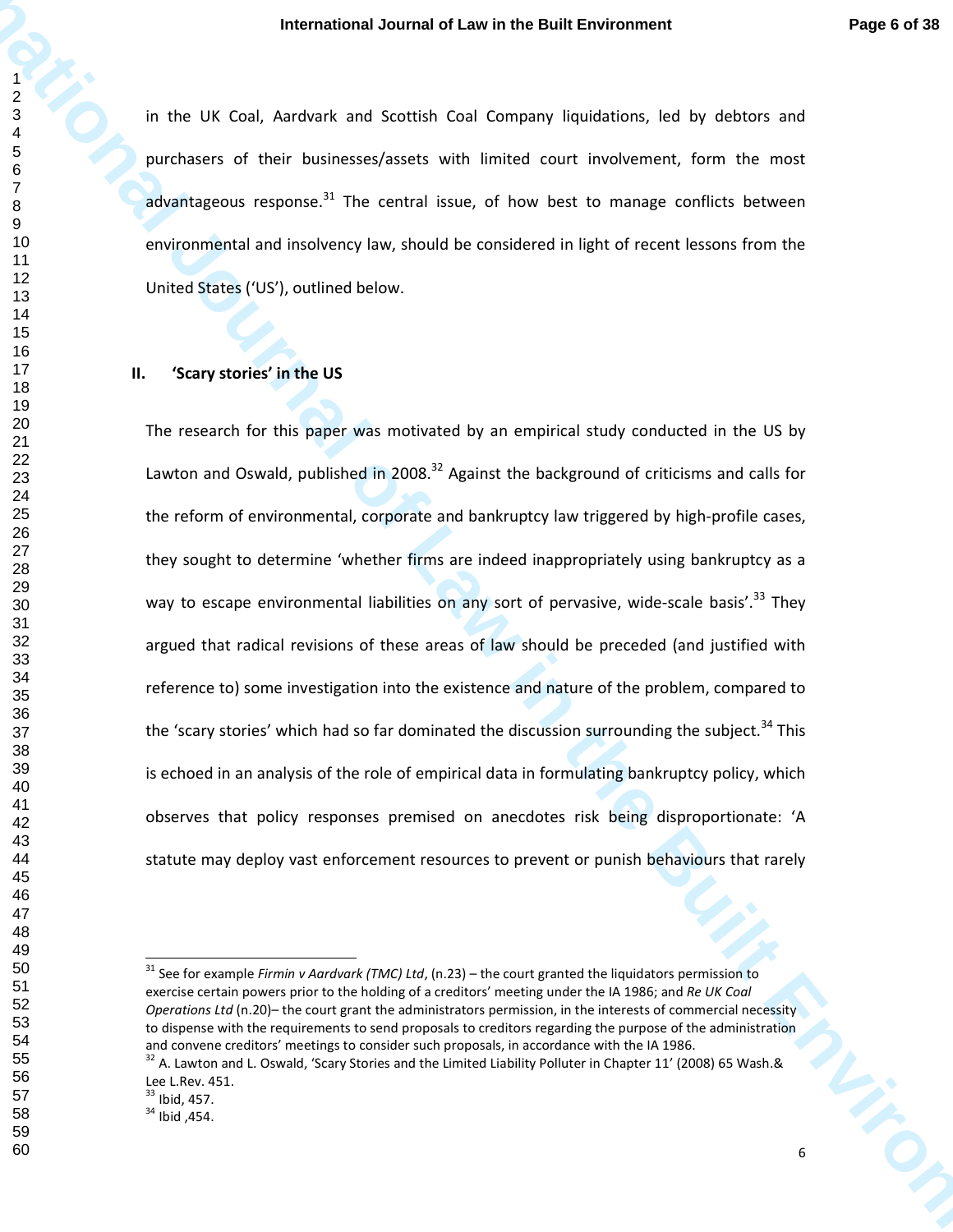in the UK Coal, Aardvark and Scottish Coal Company liquidations, led by debtors and purchasers of their businesses/assets with limited court involvement, form the most advantageous response.[31] The central issue, of how best to manage conflicts between environmental and insolvency law, should be considered in light of recent lessons from the United States ('US'), outlined below.

## II. 'Scary stories' in the US

The research for this paper was motivated by an empirical study conducted in the US by Lawton and Oswald, published in 2008.[32] Against the background of criticisms and calls for the reform of environmental, corporate and bankruptcy law triggered by high-profile cases, they sought to determine 'whether firms are indeed inappropriately using bankruptcy as a way to escape environmental liabilities on any sort of pervasive, wide-scale basis'.[33] They argued that radical revisions of these areas of law should be preceded (and justified with reference to) some investigation into the existence and nature of the problem, compared to the 'scary stories' which had so far dominated the discussion surrounding the subject.[34] This is echoed in an analysis of the role of empirical data in formulating bankruptcy policy, which observes that policy responses premised on anecdotes risk being disproportionate: 'A statute may deploy vast enforcement resources to prevent or punish behaviours that rarely

---

[31] See for example *Firmin v Aardvark (TMC) Ltd*, (n.23) – the court granted the liquidators permission to exercise certain powers prior to the holding of a creditors' meeting under the IA 1986; and *Re UK Coal Operations Ltd* (n.20)– the court grant the administrators permission, in the interests of commercial necessity to dispense with the requirements to send proposals to creditors regarding the purpose of the administration and convene creditors' meetings to consider such proposals, in accordance with the IA 1986.

[32] A. Lawton and L. Oswald, 'Scary Stories and the Limited Liability Polluter in Chapter 11' (2008) 65 Wash.& Lee L.Rev. 451.

[33] Ibid, 457.

[34] Ibid ,454.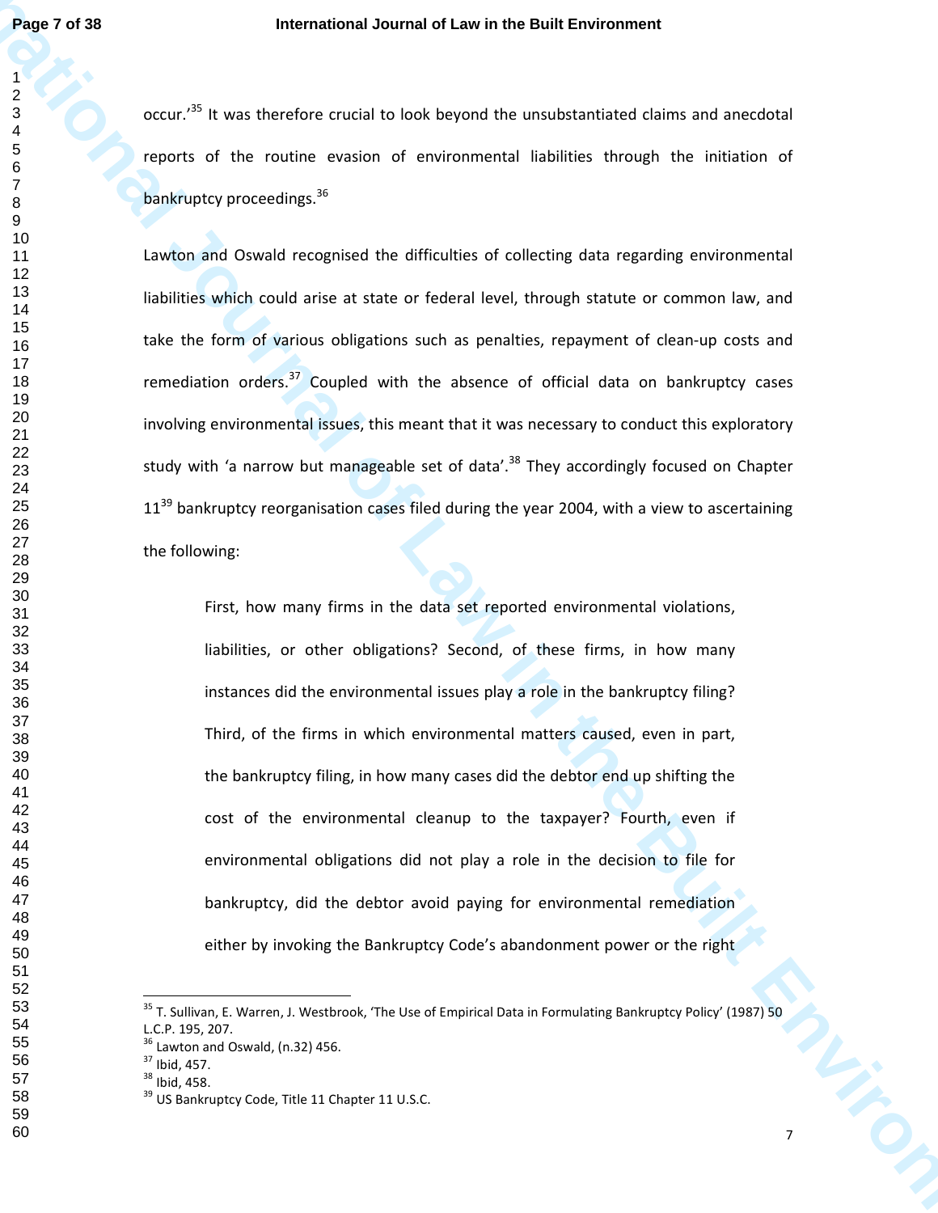occur.'[35] It was therefore crucial to look beyond the unsubstantiated claims and anecdotal reports of the routine evasion of environmental liabilities through the initiation of bankruptcy proceedings.[36]

Lawton and Oswald recognised the difficulties of collecting data regarding environmental liabilities which could arise at state or federal level, through statute or common law, and take the form of various obligations such as penalties, repayment of clean-up costs and remediation orders.[37] Coupled with the absence of official data on bankruptcy cases involving environmental issues, this meant that it was necessary to conduct this exploratory study with 'a narrow but manageable set of data'.[38] They accordingly focused on Chapter 11[39] bankruptcy reorganisation cases filed during the year 2004, with a view to ascertaining the following:

> First, how many firms in the data set reported environmental violations, liabilities, or other obligations? Second, of these firms, in how many instances did the environmental issues play a role in the bankruptcy filing? Third, of the firms in which environmental matters caused, even in part, the bankruptcy filing, in how many cases did the debtor end up shifting the cost of the environmental cleanup to the taxpayer? Fourth, even if environmental obligations did not play a role in the decision to file for bankruptcy, did the debtor avoid paying for environmental remediation either by invoking the Bankruptcy Code's abandonment power or the right

---

[35] T. Sullivan, E. Warren, J. Westbrook, 'The Use of Empirical Data in Formulating Bankruptcy Policy' (1987) 50 L.C.P. 195, 207.

[36] Lawton and Oswald, (n.32) 456.

[37] Ibid, 457.

[38] Ibid, 458.

[39] US Bankruptcy Code, Title 11 Chapter 11 U.S.C.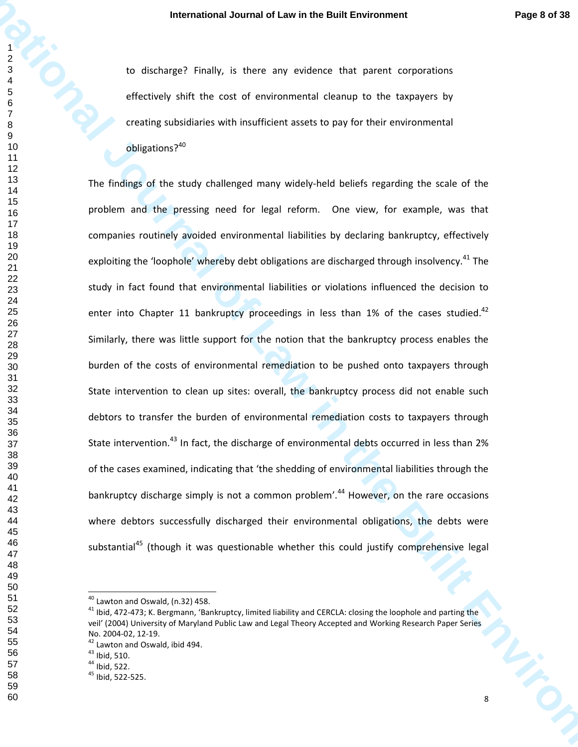to discharge? Finally, is there any evidence that parent corporations effectively shift the cost of environmental cleanup to the taxpayers by creating subsidiaries with insufficient assets to pay for their environmental obligations?[40]

The findings of the study challenged many widely-held beliefs regarding the scale of the problem and the pressing need for legal reform. One view, for example, was that companies routinely avoided environmental liabilities by declaring bankruptcy, effectively exploiting the 'loophole' whereby debt obligations are discharged through insolvency.[41] The study in fact found that environmental liabilities or violations influenced the decision to enter into Chapter 11 bankruptcy proceedings in less than 1% of the cases studied.[42] Similarly, there was little support for the notion that the bankruptcy process enables the burden of the costs of environmental remediation to be pushed onto taxpayers through State intervention to clean up sites: overall, the bankruptcy process did not enable such debtors to transfer the burden of environmental remediation costs to taxpayers through State intervention.[43] In fact, the discharge of environmental debts occurred in less than 2% of the cases examined, indicating that 'the shedding of environmental liabilities through the bankruptcy discharge simply is not a common problem'.[44] However, on the rare occasions where debtors successfully discharged their environmental obligations, the debts were substantial[45] (though it was questionable whether this could justify comprehensive legal

---

[40] Lawton and Oswald, (n.32) 458.

[41] Ibid, 472-473; K. Bergmann, 'Bankruptcy, limited liability and CERCLA: closing the loophole and parting the veil' (2004) University of Maryland Public Law and Legal Theory Accepted and Working Research Paper Series No. 2004-02, 12-19.

[42] Lawton and Oswald, ibid 494.

[43] Ibid, 510.

[44] Ibid, 522.

[45] Ibid, 522-525.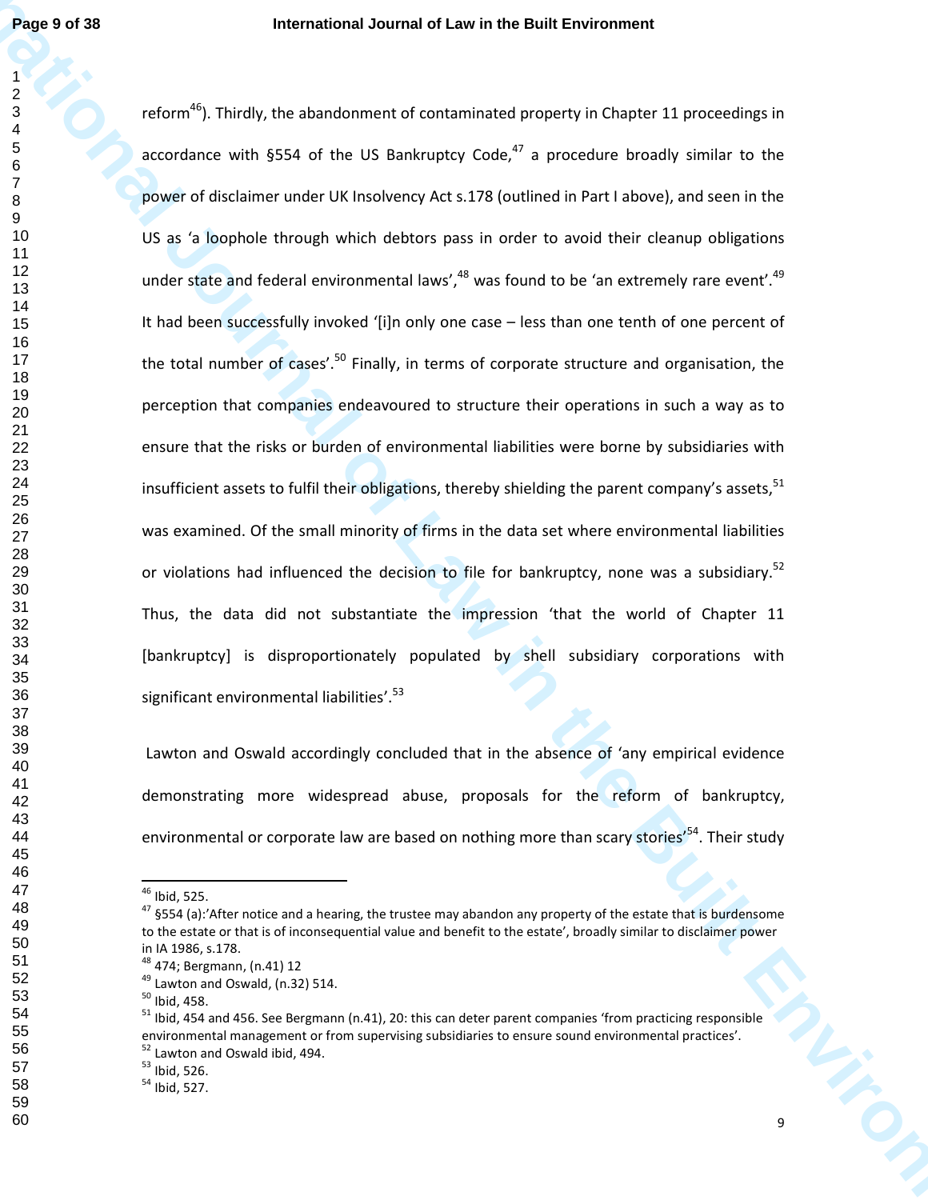reform[46]). Thirdly, the abandonment of contaminated property in Chapter 11 proceedings in accordance with §554 of the US Bankruptcy Code,[47] a procedure broadly similar to the power of disclaimer under UK Insolvency Act s.178 (outlined in Part I above), and seen in the US as 'a loophole through which debtors pass in order to avoid their cleanup obligations under state and federal environmental laws',[48] was found to be 'an extremely rare event'.[49] It had been successfully invoked '[i]n only one case – less than one tenth of one percent of the total number of cases'.[50] Finally, in terms of corporate structure and organisation, the perception that companies endeavoured to structure their operations in such a way as to ensure that the risks or burden of environmental liabilities were borne by subsidiaries with insufficient assets to fulfil their obligations, thereby shielding the parent company's assets,[51] was examined. Of the small minority of firms in the data set where environmental liabilities or violations had influenced the decision to file for bankruptcy, none was a subsidiary.[52] Thus, the data did not substantiate the impression 'that the world of Chapter 11 [bankruptcy] is disproportionately populated by shell subsidiary corporations with significant environmental liabilities'.[53]

Lawton and Oswald accordingly concluded that in the absence of 'any empirical evidence demonstrating more widespread abuse, proposals for the reform of bankruptcy, environmental or corporate law are based on nothing more than scary stories'[54]. Their study

---

[46] Ibid, 525.

[47] §554 (a):'After notice and a hearing, the trustee may abandon any property of the estate that is burdensome to the estate or that is of inconsequential value and benefit to the estate', broadly similar to disclaimer power in IA 1986, s.178.

[48] 474; Bergmann, (n.41) 12

[49] Lawton and Oswald, (n.32) 514.

[50] Ibid, 458.

[51] Ibid, 454 and 456. See Bergmann (n.41), 20: this can deter parent companies 'from practicing responsible environmental management or from supervising subsidiaries to ensure sound environmental practices'.

[52] Lawton and Oswald ibid, 494.

[53] Ibid, 526.

[54] Ibid, 527.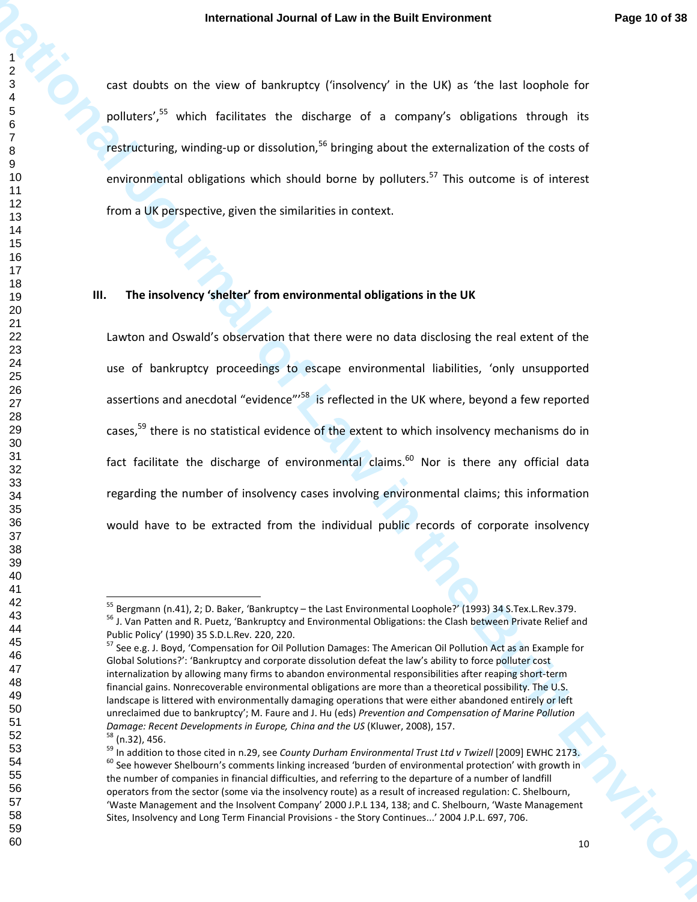cast doubts on the view of bankruptcy ('insolvency' in the UK) as 'the last loophole for polluters',[55] which facilitates the discharge of a company's obligations through its restructuring, winding-up or dissolution,[56] bringing about the externalization of the costs of environmental obligations which should borne by polluters.[57] This outcome is of interest from a UK perspective, given the similarities in context.

## III. The insolvency 'shelter' from environmental obligations in the UK

Lawton and Oswald's observation that there were no data disclosing the real extent of the use of bankruptcy proceedings to escape environmental liabilities, 'only unsupported assertions and anecdotal "evidence"'[58] is reflected in the UK where, beyond a few reported cases,[59] there is no statistical evidence of the extent to which insolvency mechanisms do in fact facilitate the discharge of environmental claims.[60] Nor is there any official data regarding the number of insolvency cases involving environmental claims; this information would have to be extracted from the individual public records of corporate insolvency

---

[55] Bergmann (n.41), 2; D. Baker, 'Bankruptcy – the Last Environmental Loophole?' (1993) 34 S.Tex.L.Rev.379.

[56] J. Van Patten and R. Puetz, 'Bankruptcy and Environmental Obligations: the Clash between Private Relief and Public Policy' (1990) 35 S.D.L.Rev. 220, 220.

[57] See e.g. J. Boyd, 'Compensation for Oil Pollution Damages: The American Oil Pollution Act as an Example for Global Solutions?': 'Bankruptcy and corporate dissolution defeat the law's ability to force polluter cost internalization by allowing many firms to abandon environmental responsibilities after reaping short-term financial gains. Nonrecoverable environmental obligations are more than a theoretical possibility. The U.S. landscape is littered with environmentally damaging operations that were either abandoned entirely or left unreclaimed due to bankruptcy'; M. Faure and J. Hu (eds) *Prevention and Compensation of Marine Pollution Damage: Recent Developments in Europe, China and the US* (Kluwer, 2008), 157.

[58] (n.32), 456.

[59] In addition to those cited in n.29, see *County Durham Environmental Trust Ltd v Twizell* [2009] EWHC 2173.

[60] See however Shelbourn's comments linking increased 'burden of environmental protection' with growth in the number of companies in financial difficulties, and referring to the departure of a number of landfill operators from the sector (some via the insolvency route) as a result of increased regulation: C. Shelbourn, 'Waste Management and the Insolvent Company' 2000 J.P.L 134, 138; and C. Shelbourn, 'Waste Management Sites, Insolvency and Long Term Financial Provisions - the Story Continues...' 2004 J.P.L. 697, 706.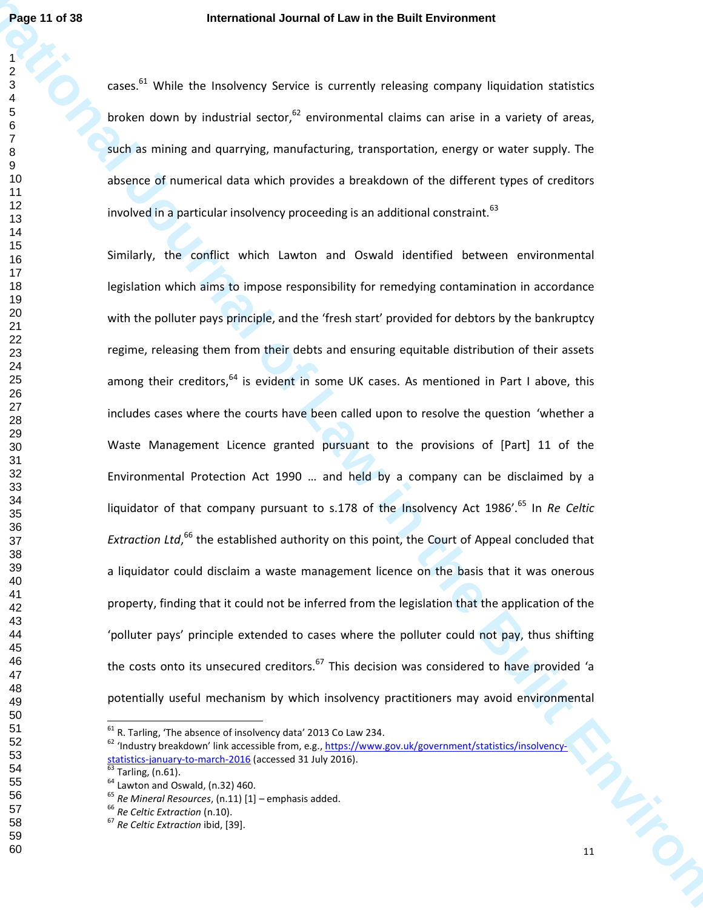cases.[61] While the Insolvency Service is currently releasing company liquidation statistics broken down by industrial sector,[62] environmental claims can arise in a variety of areas, such as mining and quarrying, manufacturing, transportation, energy or water supply. The absence of numerical data which provides a breakdown of the different types of creditors involved in a particular insolvency proceeding is an additional constraint.[63]

Similarly, the conflict which Lawton and Oswald identified between environmental legislation which aims to impose responsibility for remedying contamination in accordance with the polluter pays principle, and the 'fresh start' provided for debtors by the bankruptcy regime, releasing them from their debts and ensuring equitable distribution of their assets among their creditors,[64] is evident in some UK cases. As mentioned in Part I above, this includes cases where the courts have been called upon to resolve the question 'whether a Waste Management Licence granted pursuant to the provisions of [Part] 11 of the Environmental Protection Act 1990 … and held by a company can be disclaimed by a liquidator of that company pursuant to s.178 of the Insolvency Act 1986'.[65] In *Re Celtic Extraction Ltd*,[66] the established authority on this point, the Court of Appeal concluded that a liquidator could disclaim a waste management licence on the basis that it was onerous property, finding that it could not be inferred from the legislation that the application of the 'polluter pays' principle extended to cases where the polluter could not pay, thus shifting the costs onto its unsecured creditors.[67] This decision was considered to have provided 'a potentially useful mechanism by which insolvency practitioners may avoid environmental

---

[61] R. Tarling, 'The absence of insolvency data' 2013 Co Law 234.

[62] 'Industry breakdown' link accessible from, e.g., https://www.gov.uk/government/statistics/insolvency-statistics-january-to-march-2016 (accessed 31 July 2016).

[63] Tarling, (n.61).

[64] Lawton and Oswald, (n.32) 460.

[65] *Re Mineral Resources*, (n.11) [1] – emphasis added.

[66] *Re Celtic Extraction* (n.10).

[67] *Re Celtic Extraction* ibid, [39].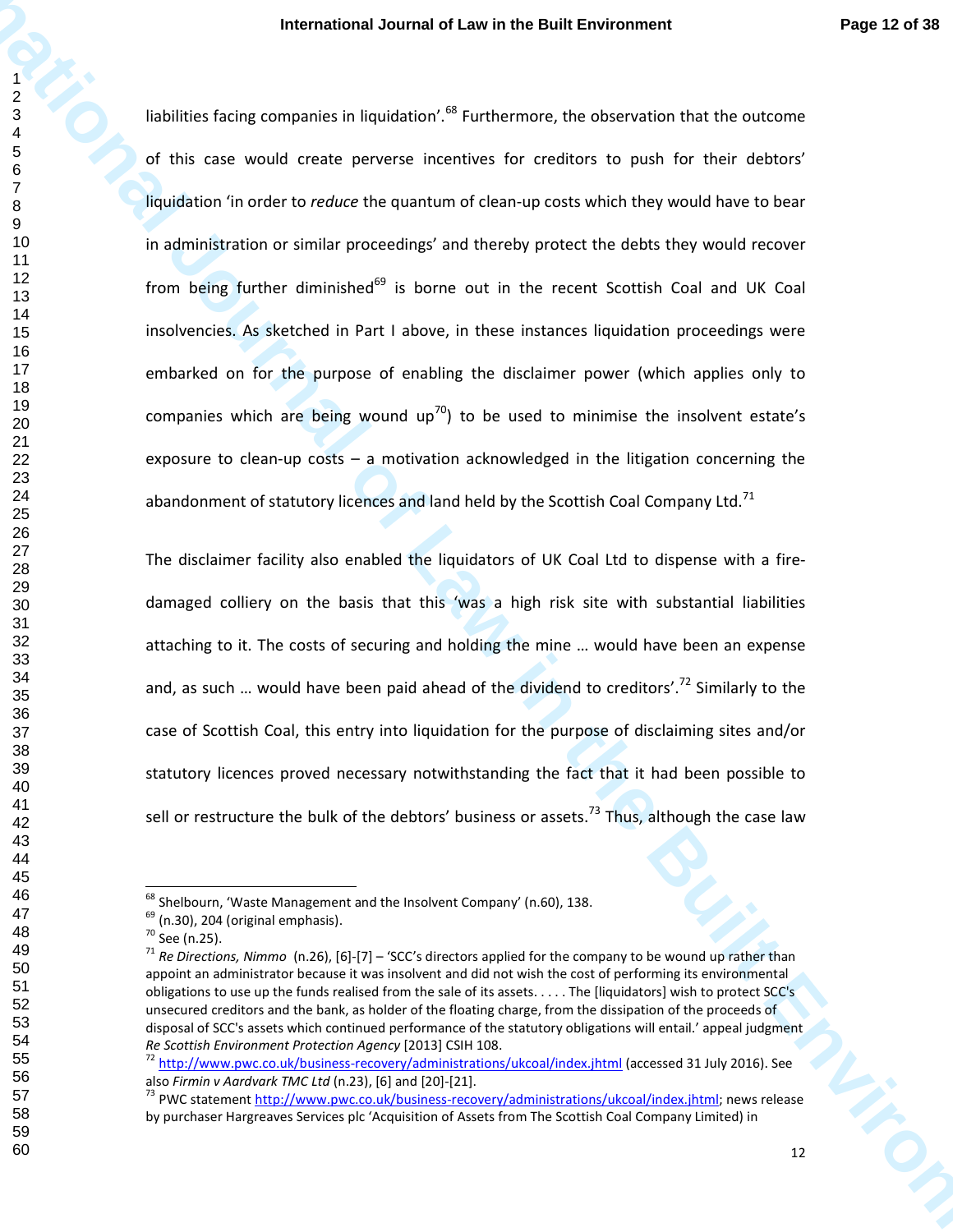liabilities facing companies in liquidation'.[68] Furthermore, the observation that the outcome of this case would create perverse incentives for creditors to push for their debtors' liquidation 'in order to *reduce* the quantum of clean-up costs which they would have to bear in administration or similar proceedings' and thereby protect the debts they would recover from being further diminished[69] is borne out in the recent Scottish Coal and UK Coal insolvencies. As sketched in Part I above, in these instances liquidation proceedings were embarked on for the purpose of enabling the disclaimer power (which applies only to companies which are being wound up[70]) to be used to minimise the insolvent estate's exposure to clean-up costs – a motivation acknowledged in the litigation concerning the abandonment of statutory licences and land held by the Scottish Coal Company Ltd.[71]

The disclaimer facility also enabled the liquidators of UK Coal Ltd to dispense with a fire-damaged colliery on the basis that this 'was a high risk site with substantial liabilities attaching to it. The costs of securing and holding the mine … would have been an expense and, as such … would have been paid ahead of the dividend to creditors'.[72] Similarly to the case of Scottish Coal, this entry into liquidation for the purpose of disclaiming sites and/or statutory licences proved necessary notwithstanding the fact that it had been possible to sell or restructure the bulk of the debtors' business or assets.[73] Thus, although the case law

---

[68] Shelbourn, 'Waste Management and the Insolvent Company' (n.60), 138.

[69] (n.30), 204 (original emphasis).

[70] See (n.25).

[71] *Re Directions, Nimmo* (n.26), [6]-[7] – 'SCC's directors applied for the company to be wound up rather than appoint an administrator because it was insolvent and did not wish the cost of performing its environmental obligations to use up the funds realised from the sale of its assets. . . . . The [liquidators] wish to protect SCC's unsecured creditors and the bank, as holder of the floating charge, from the dissipation of the proceeds of disposal of SCC's assets which continued performance of the statutory obligations will entail.' appeal judgment *Re Scottish Environment Protection Agency* [2013] CSIH 108.

[72] http://www.pwc.co.uk/business-recovery/administrations/ukcoal/index.jhtml (accessed 31 July 2016). See also *Firmin v Aardvark TMC Ltd* (n.23), [6] and [20]-[21].

[73] PWC statement http://www.pwc.co.uk/business-recovery/administrations/ukcoal/index.jhtml; news release by purchaser Hargreaves Services plc 'Acquisition of Assets from The Scottish Coal Company Limited) in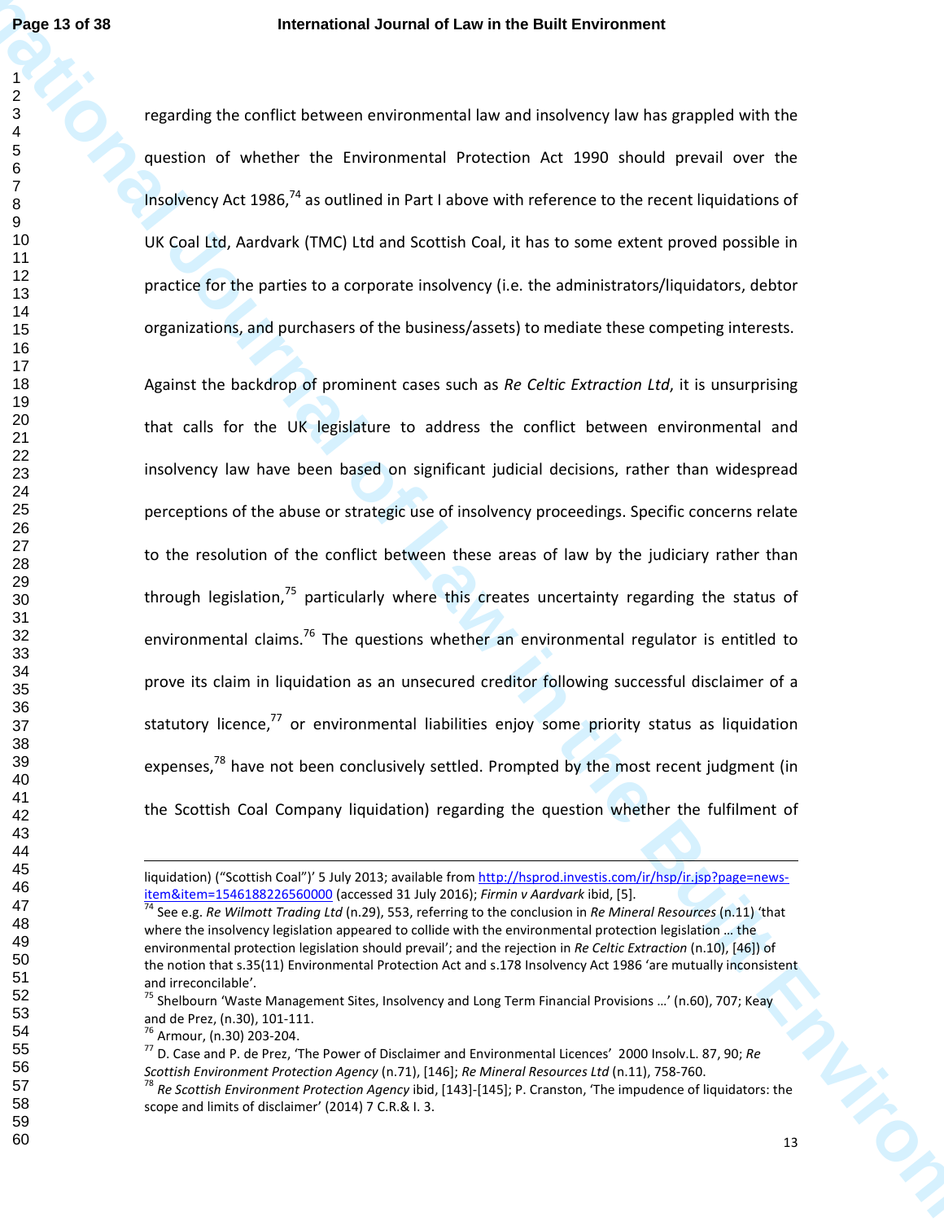regarding the conflict between environmental law and insolvency law has grappled with the question of whether the Environmental Protection Act 1990 should prevail over the Insolvency Act 1986,[74] as outlined in Part I above with reference to the recent liquidations of UK Coal Ltd, Aardvark (TMC) Ltd and Scottish Coal, it has to some extent proved possible in practice for the parties to a corporate insolvency (i.e. the administrators/liquidators, debtor organizations, and purchasers of the business/assets) to mediate these competing interests.

Against the backdrop of prominent cases such as *Re Celtic Extraction Ltd*, it is unsurprising that calls for the UK legislature to address the conflict between environmental and insolvency law have been based on significant judicial decisions, rather than widespread perceptions of the abuse or strategic use of insolvency proceedings. Specific concerns relate to the resolution of the conflict between these areas of law by the judiciary rather than through legislation,[75] particularly where this creates uncertainty regarding the status of environmental claims.[76] The questions whether an environmental regulator is entitled to prove its claim in liquidation as an unsecured creditor following successful disclaimer of a statutory licence,[77] or environmental liabilities enjoy some priority status as liquidation expenses,[78] have not been conclusively settled. Prompted by the most recent judgment (in the Scottish Coal Company liquidation) regarding the question whether the fulfilment of

---

liquidation) ("Scottish Coal")' 5 July 2013; available from http://hsprod.investis.com/ir/hsp/ir.jsp?page=news-item&item=1546188226560000 (accessed 31 July 2016); *Firmin v Aardvark* ibid, [5].

[74] See e.g. *Re Wilmott Trading Ltd* (n.29), 553, referring to the conclusion in *Re Mineral Resources* (n.11) 'that where the insolvency legislation appeared to collide with the environmental protection legislation … the environmental protection legislation should prevail'; and the rejection in *Re Celtic Extraction* (n.10), [46]) of the notion that s.35(11) Environmental Protection Act and s.178 Insolvency Act 1986 'are mutually inconsistent and irreconcilable'.

[75] Shelbourn 'Waste Management Sites, Insolvency and Long Term Financial Provisions …' (n.60), 707; Keay and de Prez, (n.30), 101-111.

[76] Armour, (n.30) 203-204.

[77] D. Case and P. de Prez, 'The Power of Disclaimer and Environmental Licences' 2000 Insolv.L. 87, 90; *Re Scottish Environment Protection Agency* (n.71), [146]; *Re Mineral Resources Ltd* (n.11), 758-760.

[78] *Re Scottish Environment Protection Agency* ibid, [143]-[145]; P. Cranston, 'The impudence of liquidators: the scope and limits of disclaimer' (2014) 7 C.R.& I. 3.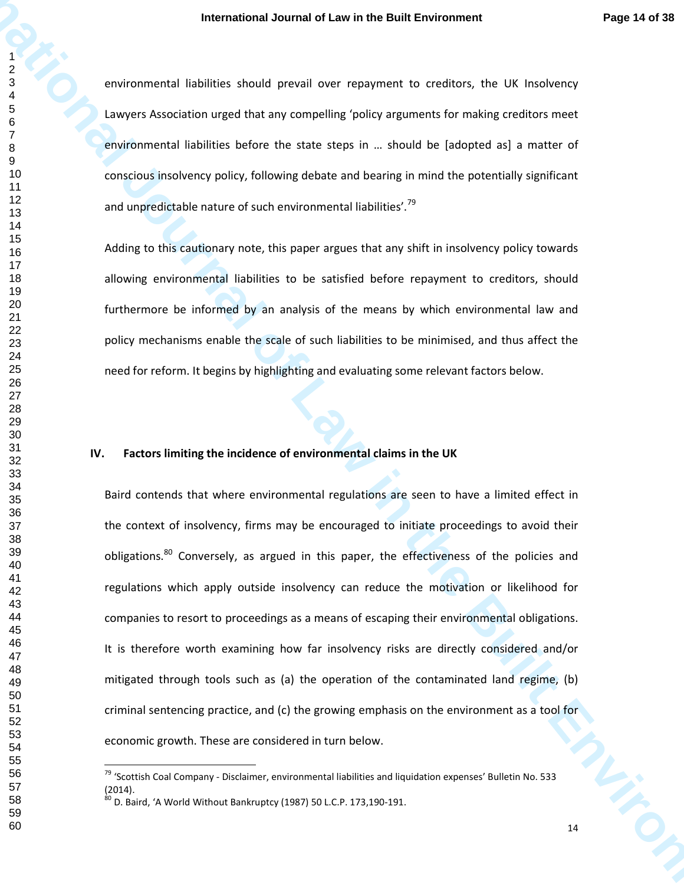environmental liabilities should prevail over repayment to creditors, the UK Insolvency Lawyers Association urged that any compelling 'policy arguments for making creditors meet environmental liabilities before the state steps in … should be [adopted as] a matter of conscious insolvency policy, following debate and bearing in mind the potentially significant and unpredictable nature of such environmental liabilities'.[79]

Adding to this cautionary note, this paper argues that any shift in insolvency policy towards allowing environmental liabilities to be satisfied before repayment to creditors, should furthermore be informed by an analysis of the means by which environmental law and policy mechanisms enable the scale of such liabilities to be minimised, and thus affect the need for reform. It begins by highlighting and evaluating some relevant factors below.

## IV. Factors limiting the incidence of environmental claims in the UK

Baird contends that where environmental regulations are seen to have a limited effect in the context of insolvency, firms may be encouraged to initiate proceedings to avoid their obligations.[80] Conversely, as argued in this paper, the effectiveness of the policies and regulations which apply outside insolvency can reduce the motivation or likelihood for companies to resort to proceedings as a means of escaping their environmental obligations. It is therefore worth examining how far insolvency risks are directly considered and/or mitigated through tools such as (a) the operation of the contaminated land regime, (b) criminal sentencing practice, and (c) the growing emphasis on the environment as a tool for economic growth. These are considered in turn below.

---

[79] 'Scottish Coal Company - Disclaimer, environmental liabilities and liquidation expenses' Bulletin No. 533 (2014).

[80] D. Baird, 'A World Without Bankruptcy (1987) 50 L.C.P. 173,190-191.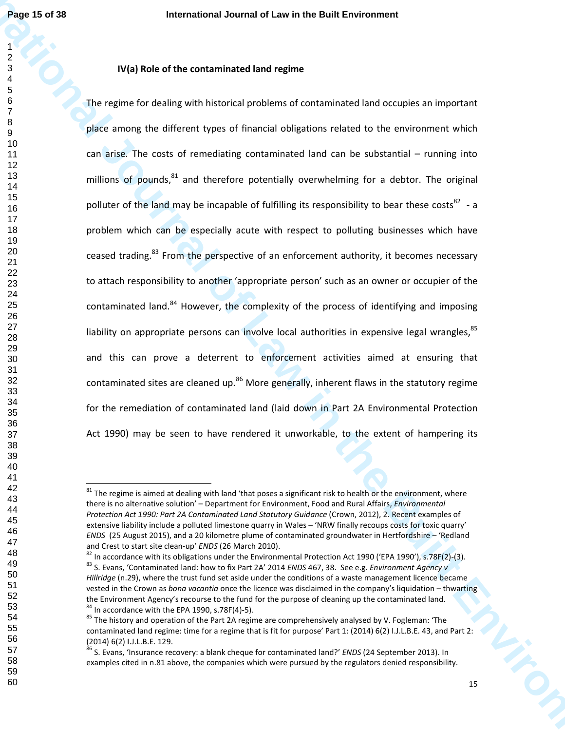### IV(a) Role of the contaminated land regime

The regime for dealing with historical problems of contaminated land occupies an important place among the different types of financial obligations related to the environment which can arise. The costs of remediating contaminated land can be substantial – running into millions of pounds,[81] and therefore potentially overwhelming for a debtor. The original polluter of the land may be incapable of fulfilling its responsibility to bear these costs[82] - a problem which can be especially acute with respect to polluting businesses which have ceased trading.[83] From the perspective of an enforcement authority, it becomes necessary to attach responsibility to another 'appropriate person' such as an owner or occupier of the contaminated land.[84] However, the complexity of the process of identifying and imposing liability on appropriate persons can involve local authorities in expensive legal wrangles,[85] and this can prove a deterrent to enforcement activities aimed at ensuring that contaminated sites are cleaned up.[86] More generally, inherent flaws in the statutory regime for the remediation of contaminated land (laid down in Part 2A Environmental Protection Act 1990) may be seen to have rendered it unworkable, to the extent of hampering its

---

[81] The regime is aimed at dealing with land 'that poses a significant risk to health or the environment, where there is no alternative solution' – Department for Environment, Food and Rural Affairs, *Environmental Protection Act 1990: Part 2A Contaminated Land Statutory Guidance* (Crown, 2012), 2. Recent examples of extensive liability include a polluted limestone quarry in Wales – 'NRW finally recoups costs for toxic quarry' *ENDS* (25 August 2015), and a 20 kilometre plume of contaminated groundwater in Hertfordshire – 'Redland and Crest to start site clean-up' *ENDS* (26 March 2010).

[82] In accordance with its obligations under the Environmental Protection Act 1990 ('EPA 1990'), s.78F(2)-(3).

[83] S. Evans, 'Contaminated land: how to fix Part 2A' 2014 *ENDS* 467, 38. See e.g. *Environment Agency v Hillridge* (n.29), where the trust fund set aside under the conditions of a waste management licence became vested in the Crown as *bona vacantia* once the licence was disclaimed in the company's liquidation – thwarting the Environment Agency's recourse to the fund for the purpose of cleaning up the contaminated land.

[84] In accordance with the EPA 1990, s.78F(4)-5).

[85] The history and operation of the Part 2A regime are comprehensively analysed by V. Fogleman: 'The contaminated land regime: time for a regime that is fit for purpose' Part 1: (2014) 6(2) I.J.L.B.E. 43, and Part 2: (2014) 6(2) I.J.L.B.E. 129.

[86] S. Evans, 'Insurance recovery: a blank cheque for contaminated land?' *ENDS* (24 September 2013). In examples cited in n.81 above, the companies which were pursued by the regulators denied responsibility.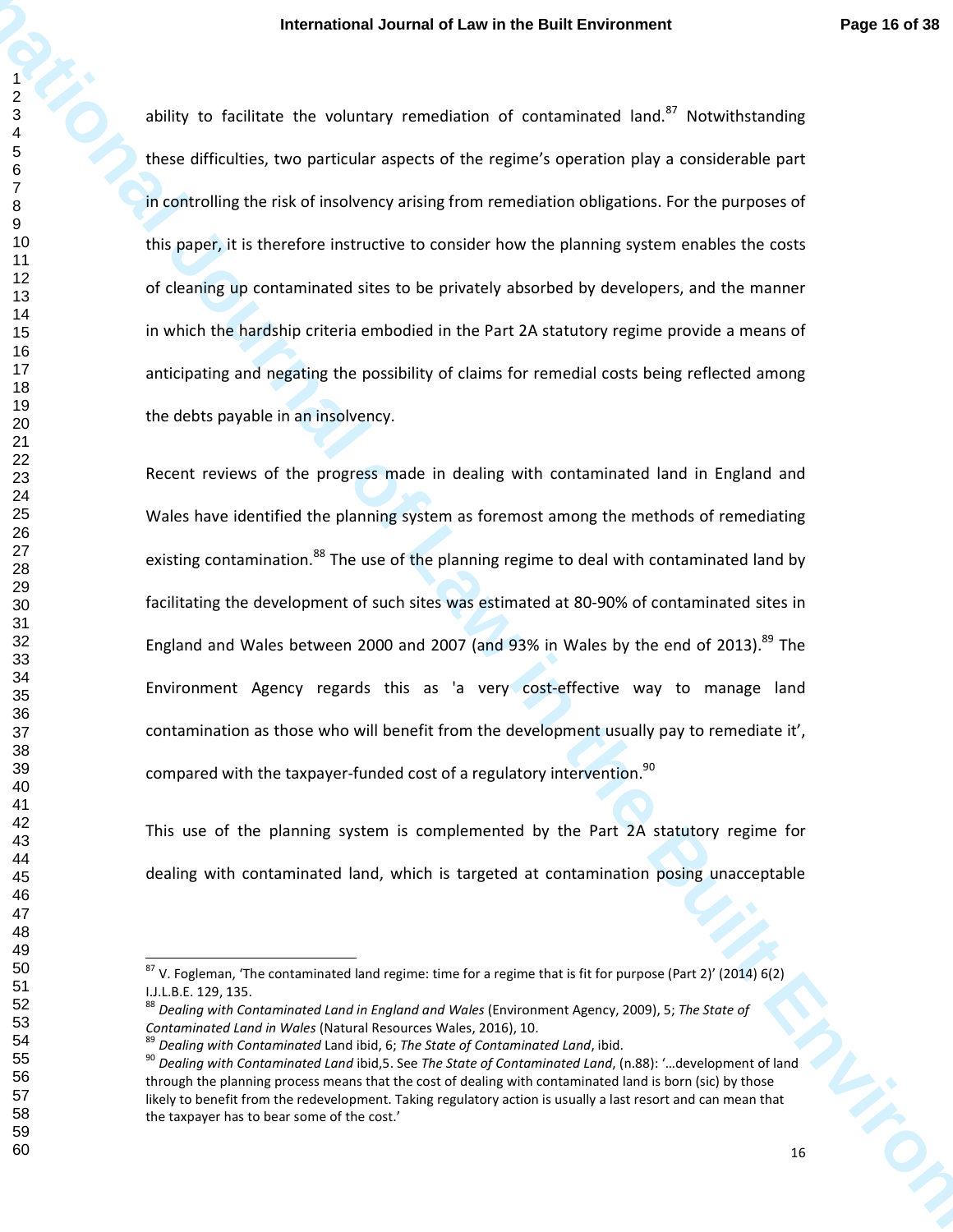ability to facilitate the voluntary remediation of contaminated land.[87] Notwithstanding these difficulties, two particular aspects of the regime's operation play a considerable part in controlling the risk of insolvency arising from remediation obligations. For the purposes of this paper, it is therefore instructive to consider how the planning system enables the costs of cleaning up contaminated sites to be privately absorbed by developers, and the manner in which the hardship criteria embodied in the Part 2A statutory regime provide a means of anticipating and negating the possibility of claims for remedial costs being reflected among the debts payable in an insolvency.

Recent reviews of the progress made in dealing with contaminated land in England and Wales have identified the planning system as foremost among the methods of remediating existing contamination.[88] The use of the planning regime to deal with contaminated land by facilitating the development of such sites was estimated at 80-90% of contaminated sites in England and Wales between 2000 and 2007 (and 93% in Wales by the end of 2013).[89] The Environment Agency regards this as 'a very cost-effective way to manage land contamination as those who will benefit from the development usually pay to remediate it', compared with the taxpayer-funded cost of a regulatory intervention.[90]

This use of the planning system is complemented by the Part 2A statutory regime for dealing with contaminated land, which is targeted at contamination posing unacceptable

---

[87] V. Fogleman, 'The contaminated land regime: time for a regime that is fit for purpose (Part 2)' (2014) 6(2) I.J.L.B.E. 129, 135.

[88] *Dealing with Contaminated Land in England and Wales* (Environment Agency, 2009), 5; *The State of Contaminated Land in Wales* (Natural Resources Wales, 2016), 10.

[89] *Dealing with Contaminated* Land ibid, 6; *The State of Contaminated Land*, ibid.

[90] *Dealing with Contaminated Land* ibid,5. See *The State of Contaminated Land*, (n.88): '…development of land through the planning process means that the cost of dealing with contaminated land is born (sic) by those likely to benefit from the redevelopment. Taking regulatory action is usually a last resort and can mean that the taxpayer has to bear some of the cost.'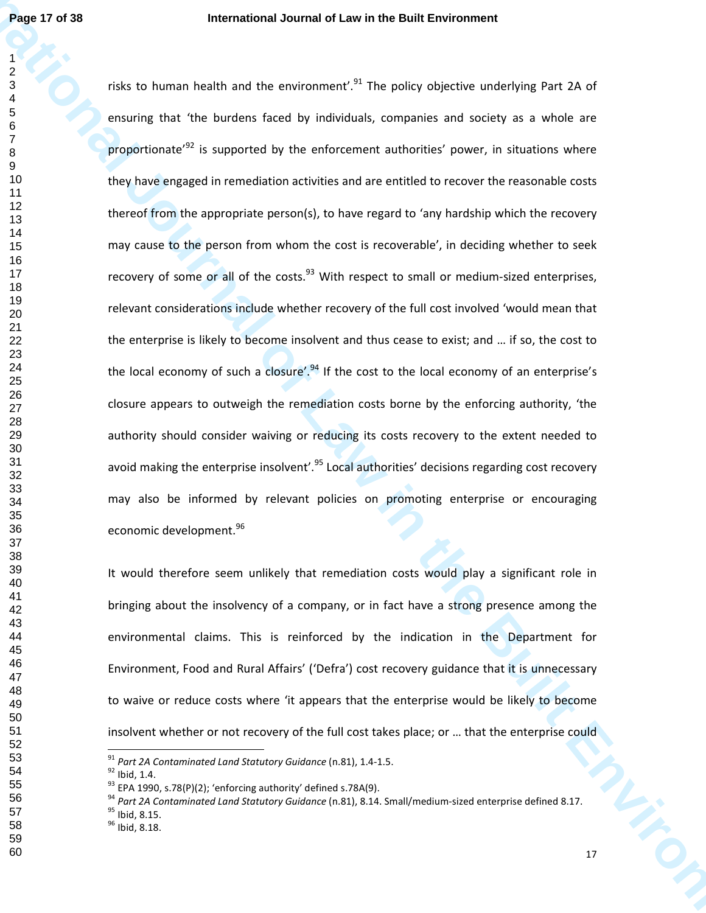risks to human health and the environment'.[91] The policy objective underlying Part 2A of ensuring that 'the burdens faced by individuals, companies and society as a whole are proportionate'[92] is supported by the enforcement authorities' power, in situations where they have engaged in remediation activities and are entitled to recover the reasonable costs thereof from the appropriate person(s), to have regard to 'any hardship which the recovery may cause to the person from whom the cost is recoverable', in deciding whether to seek recovery of some or all of the costs.[93] With respect to small or medium-sized enterprises, relevant considerations include whether recovery of the full cost involved 'would mean that the enterprise is likely to become insolvent and thus cease to exist; and … if so, the cost to the local economy of such a closure'.[94] If the cost to the local economy of an enterprise's closure appears to outweigh the remediation costs borne by the enforcing authority, 'the authority should consider waiving or reducing its costs recovery to the extent needed to avoid making the enterprise insolvent'.[95] Local authorities' decisions regarding cost recovery may also be informed by relevant policies on promoting enterprise or encouraging economic development.[96]

It would therefore seem unlikely that remediation costs would play a significant role in bringing about the insolvency of a company, or in fact have a strong presence among the environmental claims. This is reinforced by the indication in the Department for Environment, Food and Rural Affairs' ('Defra') cost recovery guidance that it is unnecessary to waive or reduce costs where 'it appears that the enterprise would be likely to become insolvent whether or not recovery of the full cost takes place; or … that the enterprise could

---

[91] *Part 2A Contaminated Land Statutory Guidance* (n.81), 1.4-1.5.

[92] Ibid, 1.4.

[93] EPA 1990, s.78(P)(2); 'enforcing authority' defined s.78A(9).

[94] *Part 2A Contaminated Land Statutory Guidance* (n.81), 8.14. Small/medium-sized enterprise defined 8.17.

[95] Ibid, 8.15.

[96] Ibid, 8.18.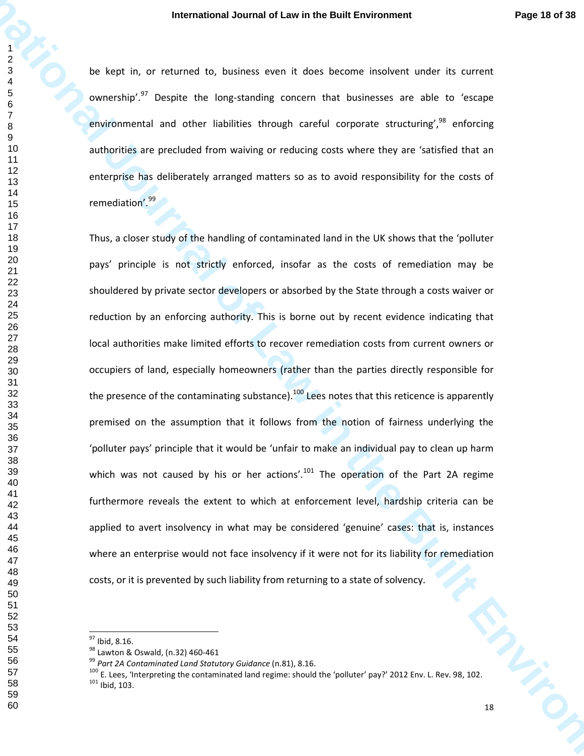be kept in, or returned to, business even it does become insolvent under its current ownership'.[97] Despite the long-standing concern that businesses are able to 'escape environmental and other liabilities through careful corporate structuring',[98] enforcing authorities are precluded from waiving or reducing costs where they are 'satisfied that an enterprise has deliberately arranged matters so as to avoid responsibility for the costs of remediation'.[99]

Thus, a closer study of the handling of contaminated land in the UK shows that the 'polluter pays' principle is not strictly enforced, insofar as the costs of remediation may be shouldered by private sector developers or absorbed by the State through a costs waiver or reduction by an enforcing authority. This is borne out by recent evidence indicating that local authorities make limited efforts to recover remediation costs from current owners or occupiers of land, especially homeowners (rather than the parties directly responsible for the presence of the contaminating substance).[100] Lees notes that this reticence is apparently premised on the assumption that it follows from the notion of fairness underlying the 'polluter pays' principle that it would be 'unfair to make an individual pay to clean up harm which was not caused by his or her actions'.[101] The operation of the Part 2A regime furthermore reveals the extent to which at enforcement level, hardship criteria can be applied to avert insolvency in what may be considered 'genuine' cases: that is, instances where an enterprise would not face insolvency if it were not for its liability for remediation costs, or it is prevented by such liability from returning to a state of solvency.

---

[97] Ibid, 8.16.

[98] Lawton & Oswald, (n.32) 460-461

[99] *Part 2A Contaminated Land Statutory Guidance* (n.81), 8.16.

[100] E. Lees, 'Interpreting the contaminated land regime: should the 'polluter' pay?' 2012 Env. L. Rev. 98, 102.

[101] Ibid, 103.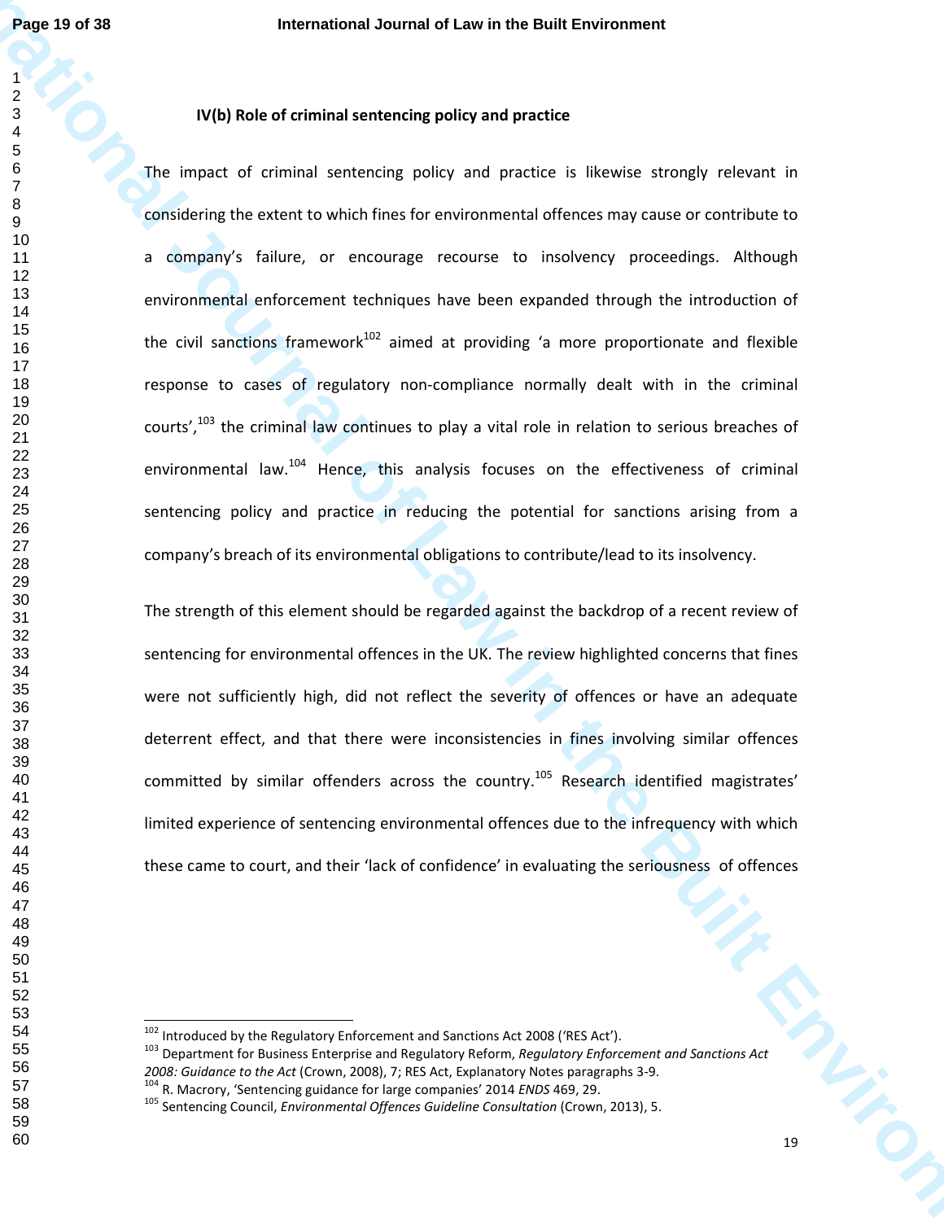**IV(b) Role of criminal sentencing policy and practice**

The impact of criminal sentencing policy and practice is likewise strongly relevant in considering the extent to which fines for environmental offences may cause or contribute to a company's failure, or encourage recourse to insolvency proceedings. Although environmental enforcement techniques have been expanded through the introduction of the civil sanctions framework[102] aimed at providing 'a more proportionate and flexible response to cases of regulatory non-compliance normally dealt with in the criminal courts',[103] the criminal law continues to play a vital role in relation to serious breaches of environmental law.[104] Hence, this analysis focuses on the effectiveness of criminal sentencing policy and practice in reducing the potential for sanctions arising from a company's breach of its environmental obligations to contribute/lead to its insolvency.

The strength of this element should be regarded against the backdrop of a recent review of sentencing for environmental offences in the UK. The review highlighted concerns that fines were not sufficiently high, did not reflect the severity of offences or have an adequate deterrent effect, and that there were inconsistencies in fines involving similar offences committed by similar offenders across the country.[105] Research identified magistrates' limited experience of sentencing environmental offences due to the infrequency with which these came to court, and their 'lack of confidence' in evaluating the seriousness of offences

---

[102] Introduced by the Regulatory Enforcement and Sanctions Act 2008 ('RES Act').

[103] Department for Business Enterprise and Regulatory Reform, *Regulatory Enforcement and Sanctions Act 2008: Guidance to the Act* (Crown, 2008), 7; RES Act, Explanatory Notes paragraphs 3-9.

[104] R. Macrory, 'Sentencing guidance for large companies' 2014 *ENDS* 469, 29.

[105] Sentencing Council, *Environmental Offences Guideline Consultation* (Crown, 2013), 5.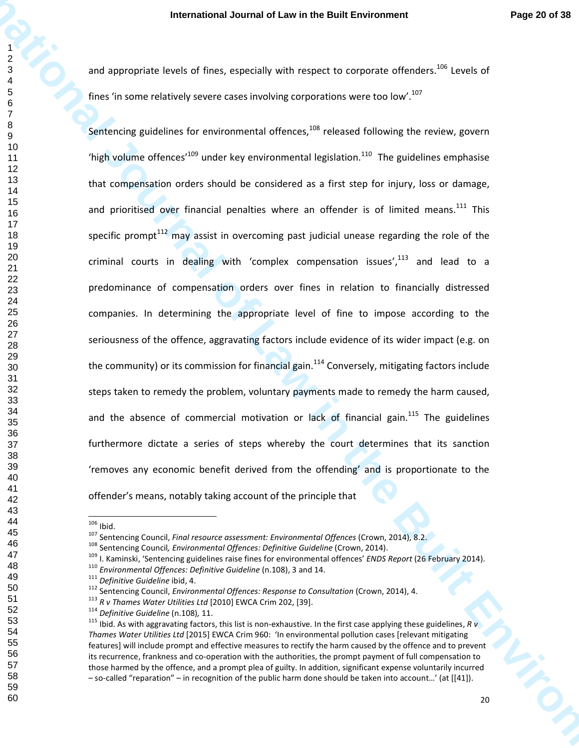and appropriate levels of fines, especially with respect to corporate offenders.[106] Levels of fines 'in some relatively severe cases involving corporations were too low'.[107]

Sentencing guidelines for environmental offences,[108] released following the review, govern 'high volume offences'[109] under key environmental legislation.[110] The guidelines emphasise that compensation orders should be considered as a first step for injury, loss or damage, and prioritised over financial penalties where an offender is of limited means.[111] This specific prompt[112] may assist in overcoming past judicial unease regarding the role of the criminal courts in dealing with 'complex compensation issues',[113] and lead to a predominance of compensation orders over fines in relation to financially distressed companies. In determining the appropriate level of fine to impose according to the seriousness of the offence, aggravating factors include evidence of its wider impact (e.g. on the community) or its commission for financial gain.[114] Conversely, mitigating factors include steps taken to remedy the problem, voluntary payments made to remedy the harm caused, and the absence of commercial motivation or lack of financial gain.[115] The guidelines furthermore dictate a series of steps whereby the court determines that its sanction 'removes any economic benefit derived from the offending' and is proportionate to the offender's means, notably taking account of the principle that

---

[106] Ibid.

[107] Sentencing Council, *Final resource assessment: Environmental Offences* (Crown, 2014), 8.2.

[108] Sentencing Council, *Environmental Offences: Definitive Guideline* (Crown, 2014).

[109] I. Kaminski, 'Sentencing guidelines raise fines for environmental offences' *ENDS Report* (26 February 2014).

[110] *Environmental Offences: Definitive Guideline* (n.108), 3 and 14.

[111] *Definitive Guideline* ibid, 4.

[112] Sentencing Council, *Environmental Offences: Response to Consultation* (Crown, 2014), 4.

[113] *R v Thames Water Utilities Ltd* [2010] EWCA Crim 202, [39].

[114] *Definitive Guideline* (n.108), 11.

[115] Ibid. As with aggravating factors, this list is non-exhaustive. In the first case applying these guidelines, *R v Thames Water Utilities Ltd* [2015] EWCA Crim 960: 'In environmental pollution cases [relevant mitigating features] will include prompt and effective measures to rectify the harm caused by the offence and to prevent its recurrence, frankness and co-operation with the authorities, the prompt payment of full compensation to those harmed by the offence, and a prompt plea of guilty. In addition, significant expense voluntarily incurred – so-called "reparation" – in recognition of the public harm done should be taken into account…' (at [[41]).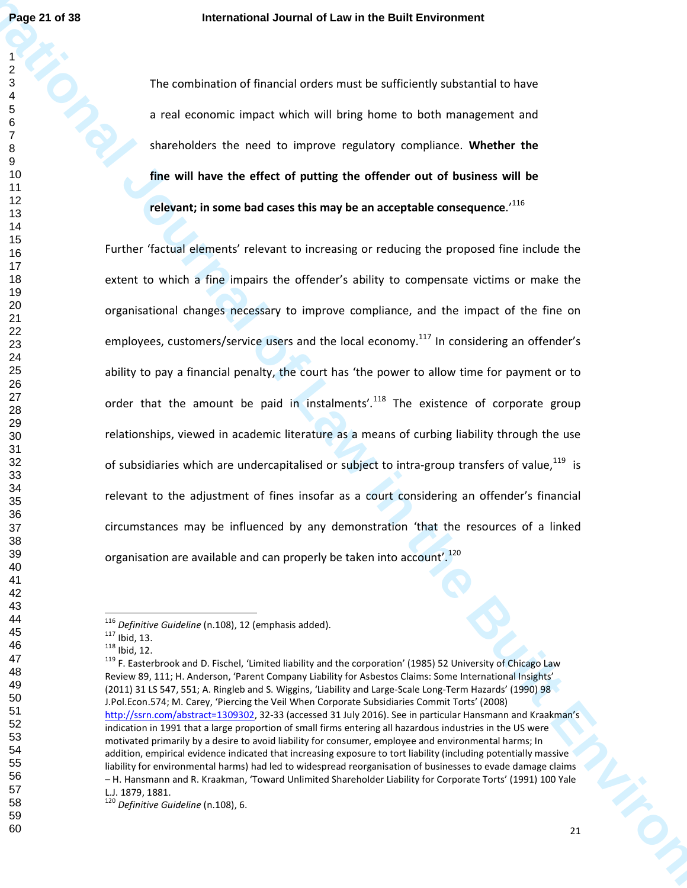> The combination of financial orders must be sufficiently substantial to have a real economic impact which will bring home to both management and shareholders the need to improve regulatory compliance. **Whether the fine will have the effect of putting the offender out of business will be relevant; in some bad cases this may be an acceptable consequence**.'[116]

Further 'factual elements' relevant to increasing or reducing the proposed fine include the extent to which a fine impairs the offender's ability to compensate victims or make the organisational changes necessary to improve compliance, and the impact of the fine on employees, customers/service users and the local economy.[117] In considering an offender's ability to pay a financial penalty, the court has 'the power to allow time for payment or to order that the amount be paid in instalments'.[118] The existence of corporate group relationships, viewed in academic literature as a means of curbing liability through the use of subsidiaries which are undercapitalised or subject to intra-group transfers of value,[119] is relevant to the adjustment of fines insofar as a court considering an offender's financial circumstances may be influenced by any demonstration 'that the resources of a linked organisation are available and can properly be taken into account'.[120]

---

[116] *Definitive Guideline* (n.108), 12 (emphasis added).

[117] Ibid, 13.

[118] Ibid, 12.

[119] F. Easterbrook and D. Fischel, 'Limited liability and the corporation' (1985) 52 University of Chicago Law Review 89, 111; H. Anderson, 'Parent Company Liability for Asbestos Claims: Some International Insights' (2011) 31 LS 547, 551; A. Ringleb and S. Wiggins, 'Liability and Large-Scale Long-Term Hazards' (1990) 98 J.Pol.Econ.574; M. Carey, 'Piercing the Veil When Corporate Subsidiaries Commit Torts' (2008) http://ssrn.com/abstract=1309302, 32-33 (accessed 31 July 2016). See in particular Hansmann and Kraakman's indication in 1991 that a large proportion of small firms entering all hazardous industries in the US were motivated primarily by a desire to avoid liability for consumer, employee and environmental harms; In addition, empirical evidence indicated that increasing exposure to tort liability (including potentially massive liability for environmental harms) had led to widespread reorganisation of businesses to evade damage claims – H. Hansmann and R. Kraakman, 'Toward Unlimited Shareholder Liability for Corporate Torts' (1991) 100 Yale L.J. 1879, 1881.

[120] *Definitive Guideline* (n.108), 6.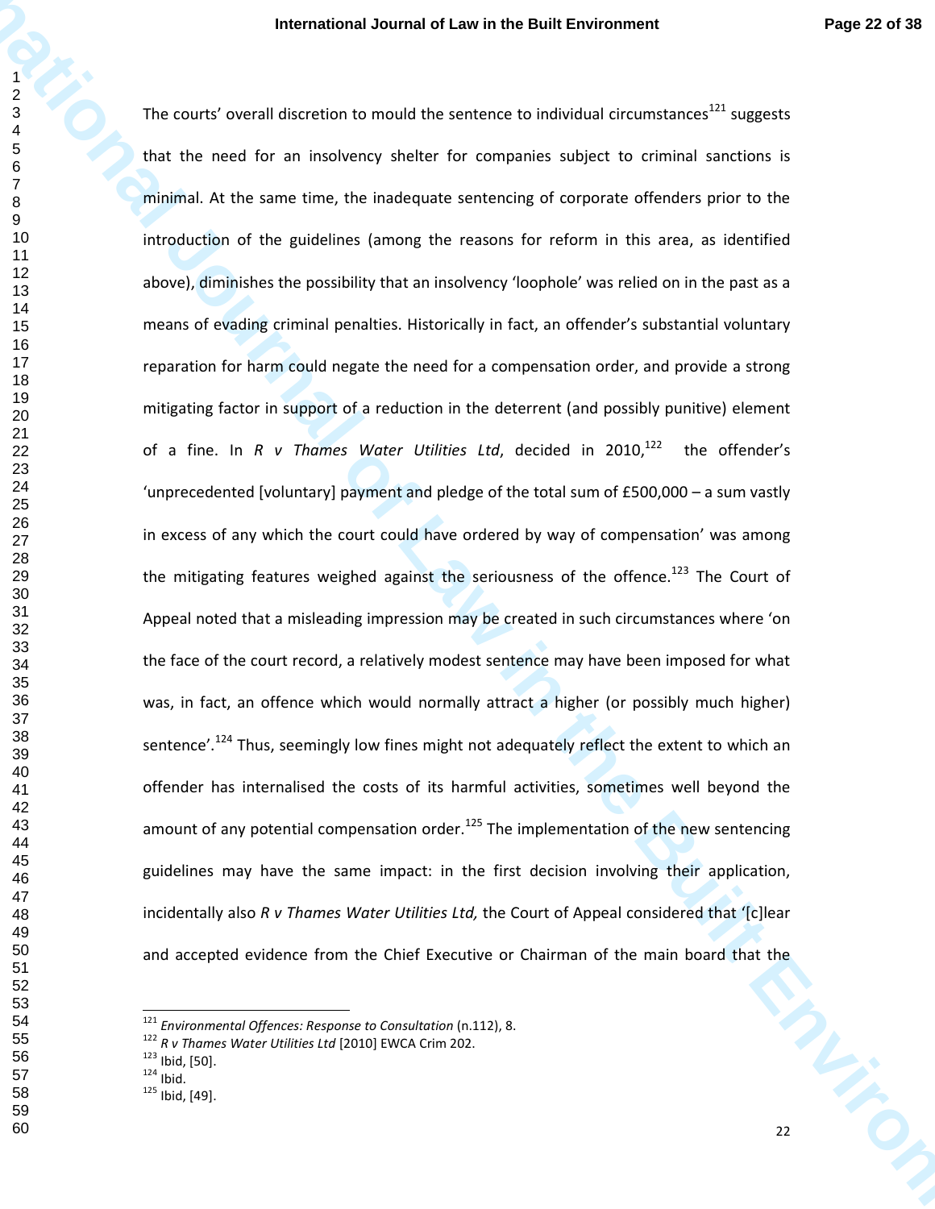The courts' overall discretion to mould the sentence to individual circumstances[121] suggests that the need for an insolvency shelter for companies subject to criminal sanctions is minimal. At the same time, the inadequate sentencing of corporate offenders prior to the introduction of the guidelines (among the reasons for reform in this area, as identified above), diminishes the possibility that an insolvency 'loophole' was relied on in the past as a means of evading criminal penalties. Historically in fact, an offender's substantial voluntary reparation for harm could negate the need for a compensation order, and provide a strong mitigating factor in support of a reduction in the deterrent (and possibly punitive) element of a fine. In *R v Thames Water Utilities Ltd*, decided in 2010,[122] the offender's 'unprecedented [voluntary] payment and pledge of the total sum of £500,000 – a sum vastly in excess of any which the court could have ordered by way of compensation' was among the mitigating features weighed against the seriousness of the offence.[123] The Court of Appeal noted that a misleading impression may be created in such circumstances where 'on the face of the court record, a relatively modest sentence may have been imposed for what was, in fact, an offence which would normally attract a higher (or possibly much higher) sentence'.[124] Thus, seemingly low fines might not adequately reflect the extent to which an offender has internalised the costs of its harmful activities, sometimes well beyond the amount of any potential compensation order.[125] The implementation of the new sentencing guidelines may have the same impact: in the first decision involving their application, incidentally also *R v Thames Water Utilities Ltd,* the Court of Appeal considered that '[c]lear and accepted evidence from the Chief Executive or Chairman of the main board that the

---

[121] *Environmental Offences: Response to Consultation* (n.112), 8.

[122] *R v Thames Water Utilities Ltd* [2010] EWCA Crim 202.

[123] Ibid, [50].

[124] Ibid.

[125] Ibid, [49].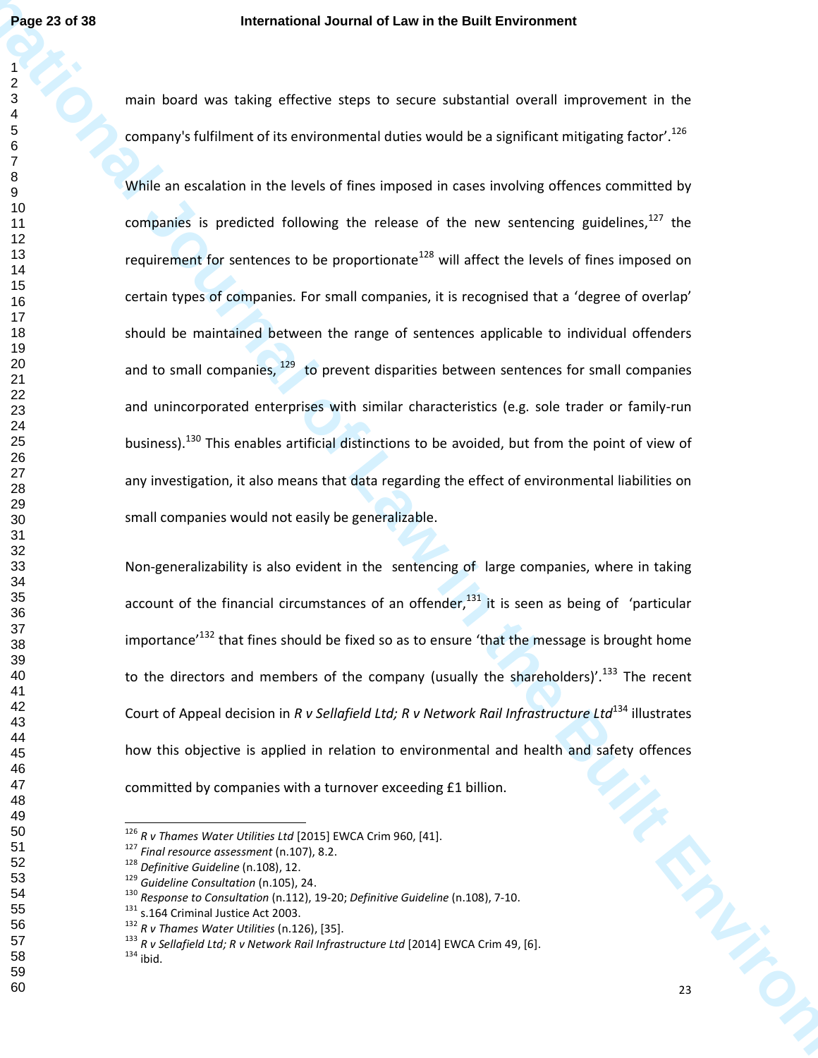main board was taking effective steps to secure substantial overall improvement in the company's fulfilment of its environmental duties would be a significant mitigating factor'.[126]

While an escalation in the levels of fines imposed in cases involving offences committed by companies is predicted following the release of the new sentencing guidelines,[127] the requirement for sentences to be proportionate[128] will affect the levels of fines imposed on certain types of companies. For small companies, it is recognised that a 'degree of overlap' should be maintained between the range of sentences applicable to individual offenders and to small companies, [129] to prevent disparities between sentences for small companies and unincorporated enterprises with similar characteristics (e.g. sole trader or family-run business).[130] This enables artificial distinctions to be avoided, but from the point of view of any investigation, it also means that data regarding the effect of environmental liabilities on small companies would not easily be generalizable.

Non-generalizability is also evident in the sentencing of large companies, where in taking account of the financial circumstances of an offender,[131] it is seen as being of 'particular importance'[132] that fines should be fixed so as to ensure 'that the message is brought home to the directors and members of the company (usually the shareholders)'.[133] The recent Court of Appeal decision in *R v Sellafield Ltd; R v Network Rail Infrastructure Ltd*[134] illustrates how this objective is applied in relation to environmental and health and safety offences committed by companies with a turnover exceeding £1 billion.

---

[126] *R v Thames Water Utilities Ltd* [2015] EWCA Crim 960, [41].
[127] *Final resource assessment* (n.107), 8.2.
[128] *Definitive Guideline* (n.108), 12.
[129] *Guideline Consultation* (n.105), 24.
[130] *Response to Consultation* (n.112), 19-20; *Definitive Guideline* (n.108), 7-10.
[131] s.164 Criminal Justice Act 2003.
[132] *R v Thames Water Utilities* (n.126), [35].
[133] *R v Sellafield Ltd; R v Network Rail Infrastructure Ltd* [2014] EWCA Crim 49, [6].
[134] ibid.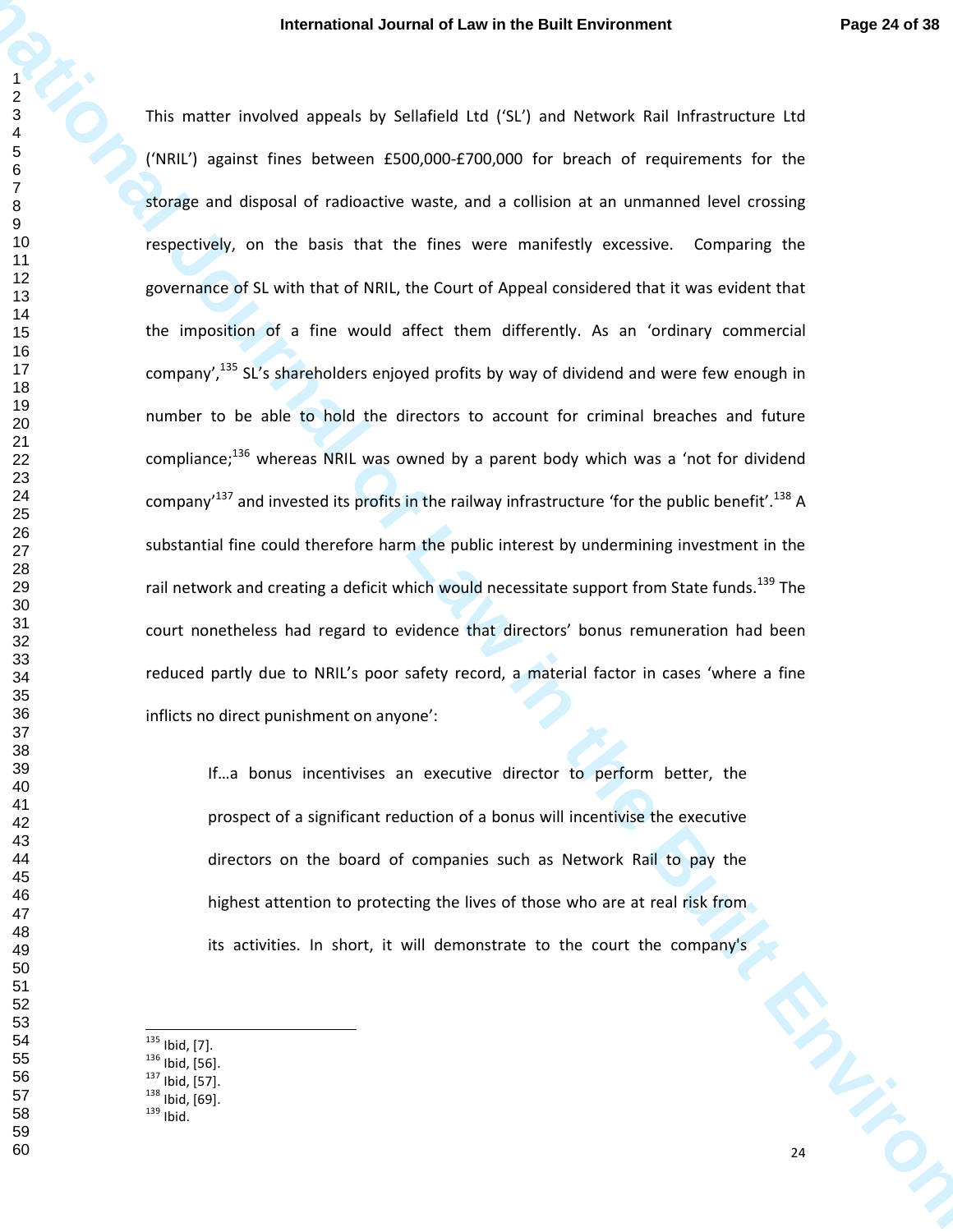This matter involved appeals by Sellafield Ltd ('SL') and Network Rail Infrastructure Ltd ('NRIL') against fines between £500,000-£700,000 for breach of requirements for the storage and disposal of radioactive waste, and a collision at an unmanned level crossing respectively, on the basis that the fines were manifestly excessive. Comparing the governance of SL with that of NRIL, the Court of Appeal considered that it was evident that the imposition of a fine would affect them differently. As an 'ordinary commercial company',[135] SL's shareholders enjoyed profits by way of dividend and were few enough in number to be able to hold the directors to account for criminal breaches and future compliance;[136] whereas NRIL was owned by a parent body which was a 'not for dividend company'[137] and invested its profits in the railway infrastructure 'for the public benefit'.[138] A substantial fine could therefore harm the public interest by undermining investment in the rail network and creating a deficit which would necessitate support from State funds.[139] The court nonetheless had regard to evidence that directors' bonus remuneration had been reduced partly due to NRIL's poor safety record, a material factor in cases 'where a fine inflicts no direct punishment on anyone':

> If…a bonus incentivises an executive director to perform better, the prospect of a significant reduction of a bonus will incentivise the executive directors on the board of companies such as Network Rail to pay the highest attention to protecting the lives of those who are at real risk from its activities. In short, it will demonstrate to the court the company's

---

[135] Ibid, [7].
[136] Ibid, [56].
[137] Ibid, [57].
[138] Ibid, [69].
[139] Ibid.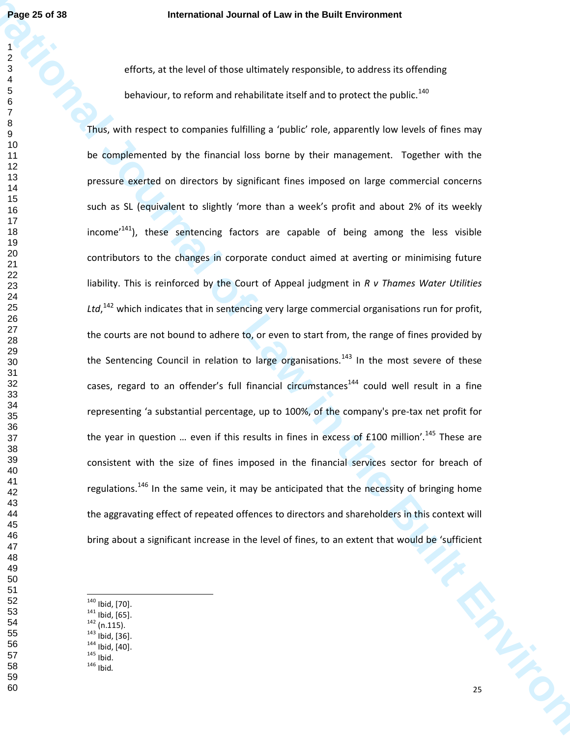efforts, at the level of those ultimately responsible, to address its offending behaviour, to reform and rehabilitate itself and to protect the public.[140]

Thus, with respect to companies fulfilling a 'public' role, apparently low levels of fines may be complemented by the financial loss borne by their management. Together with the pressure exerted on directors by significant fines imposed on large commercial concerns such as SL (equivalent to slightly 'more than a week's profit and about 2% of its weekly income'[141]), these sentencing factors are capable of being among the less visible contributors to the changes in corporate conduct aimed at averting or minimising future liability. This is reinforced by the Court of Appeal judgment in *R v Thames Water Utilities Ltd*,[142] which indicates that in sentencing very large commercial organisations run for profit, the courts are not bound to adhere to, or even to start from, the range of fines provided by the Sentencing Council in relation to large organisations.[143] In the most severe of these cases, regard to an offender's full financial circumstances[144] could well result in a fine representing 'a substantial percentage, up to 100%, of the company's pre-tax net profit for the year in question … even if this results in fines in excess of £100 million'.[145] These are consistent with the size of fines imposed in the financial services sector for breach of regulations.[146] In the same vein, it may be anticipated that the necessity of bringing home the aggravating effect of repeated offences to directors and shareholders in this context will bring about a significant increase in the level of fines, to an extent that would be 'sufficient

---

[140] Ibid, [70].
[141] Ibid, [65].
[142] (n.115).
[143] Ibid, [36].
[144] Ibid, [40].
[145] Ibid.
[146] Ibid.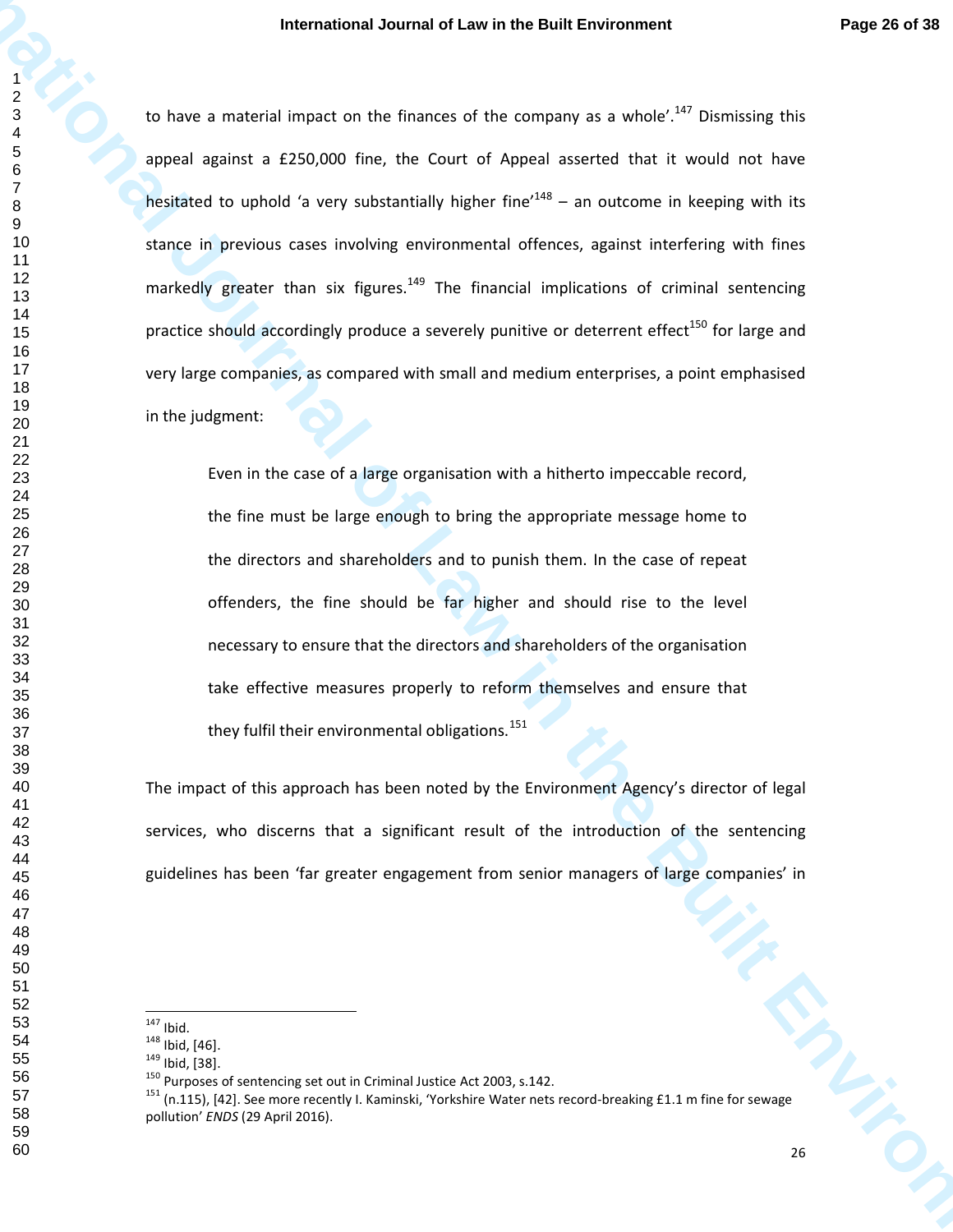to have a material impact on the finances of the company as a whole'.[147] Dismissing this appeal against a £250,000 fine, the Court of Appeal asserted that it would not have hesitated to uphold 'a very substantially higher fine'[148] – an outcome in keeping with its stance in previous cases involving environmental offences, against interfering with fines markedly greater than six figures.[149] The financial implications of criminal sentencing practice should accordingly produce a severely punitive or deterrent effect[150] for large and very large companies, as compared with small and medium enterprises, a point emphasised in the judgment:

> Even in the case of a large organisation with a hitherto impeccable record, the fine must be large enough to bring the appropriate message home to the directors and shareholders and to punish them. In the case of repeat offenders, the fine should be far higher and should rise to the level necessary to ensure that the directors and shareholders of the organisation take effective measures properly to reform themselves and ensure that they fulfil their environmental obligations.[151]

The impact of this approach has been noted by the Environment Agency's director of legal services, who discerns that a significant result of the introduction of the sentencing guidelines has been 'far greater engagement from senior managers of large companies' in

---

[147] Ibid.
[148] Ibid, [46].
[149] Ibid, [38].
[150] Purposes of sentencing set out in Criminal Justice Act 2003, s.142.
[151] (n.115), [42]. See more recently I. Kaminski, 'Yorkshire Water nets record-breaking £1.1 m fine for sewage pollution' *ENDS* (29 April 2016).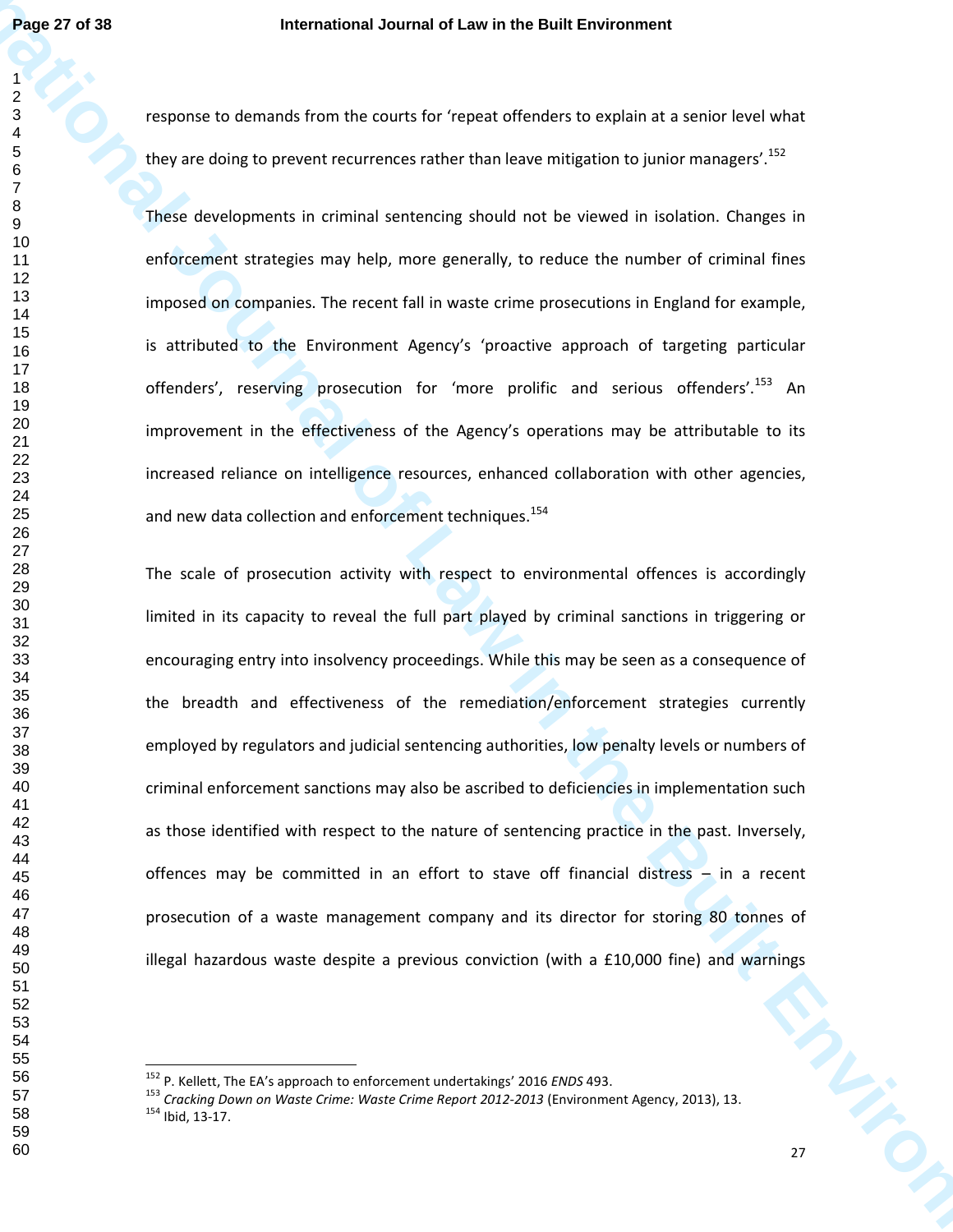response to demands from the courts for 'repeat offenders to explain at a senior level what they are doing to prevent recurrences rather than leave mitigation to junior managers'.[152]

These developments in criminal sentencing should not be viewed in isolation. Changes in enforcement strategies may help, more generally, to reduce the number of criminal fines imposed on companies. The recent fall in waste crime prosecutions in England for example, is attributed to the Environment Agency's 'proactive approach of targeting particular offenders', reserving prosecution for 'more prolific and serious offenders'.[153] An improvement in the effectiveness of the Agency's operations may be attributable to its increased reliance on intelligence resources, enhanced collaboration with other agencies, and new data collection and enforcement techniques.[154]

The scale of prosecution activity with respect to environmental offences is accordingly limited in its capacity to reveal the full part played by criminal sanctions in triggering or encouraging entry into insolvency proceedings. While this may be seen as a consequence of the breadth and effectiveness of the remediation/enforcement strategies currently employed by regulators and judicial sentencing authorities, low penalty levels or numbers of criminal enforcement sanctions may also be ascribed to deficiencies in implementation such as those identified with respect to the nature of sentencing practice in the past. Inversely, offences may be committed in an effort to stave off financial distress – in a recent prosecution of a waste management company and its director for storing 80 tonnes of illegal hazardous waste despite a previous conviction (with a £10,000 fine) and warnings

---

[152] P. Kellett, The EA's approach to enforcement undertakings' 2016 *ENDS* 493.

[153] *Cracking Down on Waste Crime: Waste Crime Report 2012-2013* (Environment Agency, 2013), 13.

[154] Ibid, 13-17.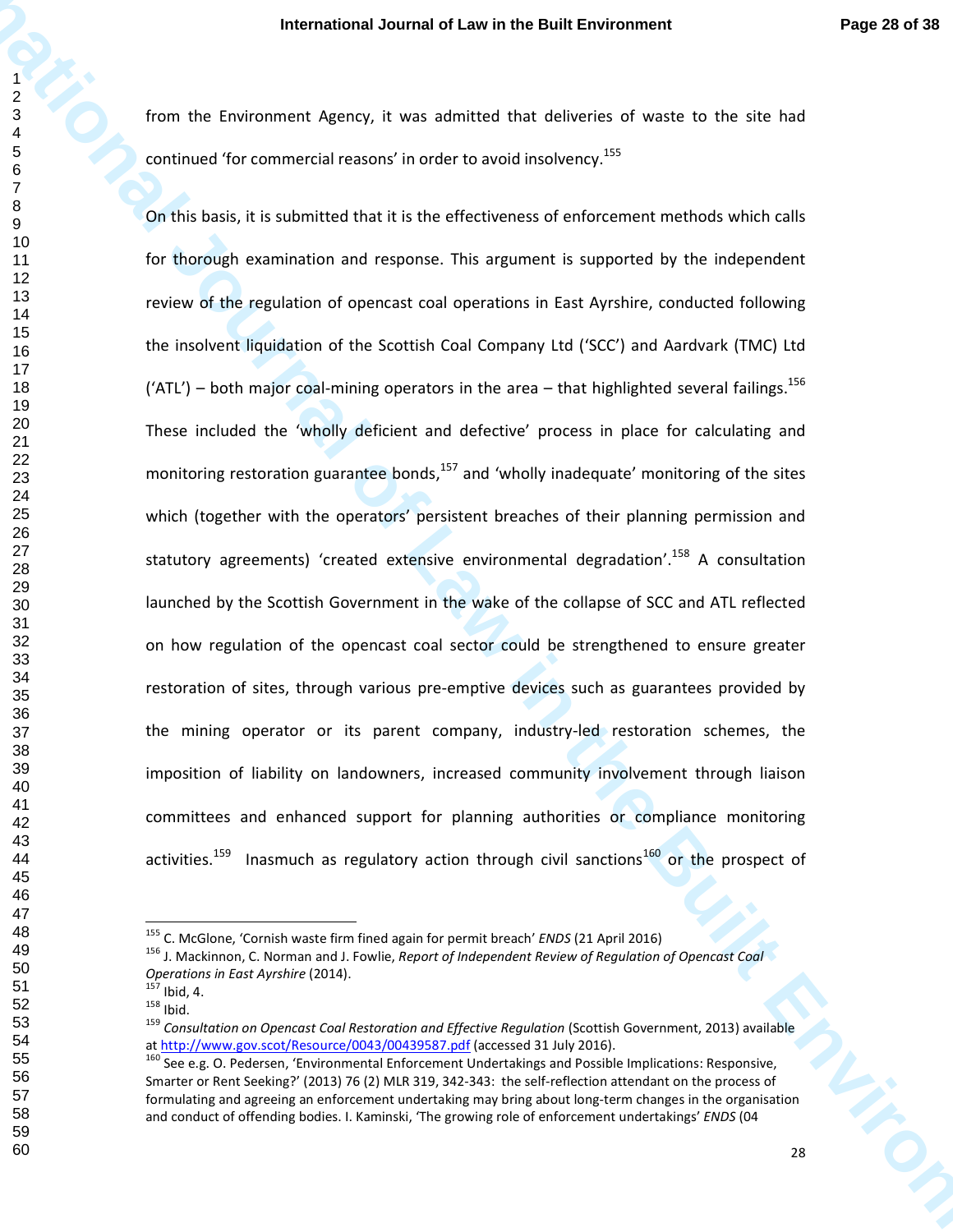from the Environment Agency, it was admitted that deliveries of waste to the site had continued 'for commercial reasons' in order to avoid insolvency.[155]

On this basis, it is submitted that it is the effectiveness of enforcement methods which calls for thorough examination and response. This argument is supported by the independent review of the regulation of opencast coal operations in East Ayrshire, conducted following the insolvent liquidation of the Scottish Coal Company Ltd ('SCC') and Aardvark (TMC) Ltd ('ATL') – both major coal-mining operators in the area – that highlighted several failings.[156] These included the 'wholly deficient and defective' process in place for calculating and monitoring restoration guarantee bonds,[157] and 'wholly inadequate' monitoring of the sites which (together with the operators' persistent breaches of their planning permission and statutory agreements) 'created extensive environmental degradation'.[158] A consultation launched by the Scottish Government in the wake of the collapse of SCC and ATL reflected on how regulation of the opencast coal sector could be strengthened to ensure greater restoration of sites, through various pre-emptive devices such as guarantees provided by the mining operator or its parent company, industry-led restoration schemes, the imposition of liability on landowners, increased community involvement through liaison committees and enhanced support for planning authorities or compliance monitoring activities.[159] Inasmuch as regulatory action through civil sanctions[160] or the prospect of

---

[155] C. McGlone, 'Cornish waste firm fined again for permit breach' *ENDS* (21 April 2016)

[156] J. Mackinnon, C. Norman and J. Fowlie, *Report of Independent Review of Regulation of Opencast Coal Operations in East Ayrshire* (2014).

[157] Ibid, 4.

[158] Ibid.

[159] *Consultation on Opencast Coal Restoration and Effective Regulation* (Scottish Government, 2013) available at http://www.gov.scot/Resource/0043/00439587.pdf (accessed 31 July 2016).

[160] See e.g. O. Pedersen, 'Environmental Enforcement Undertakings and Possible Implications: Responsive, Smarter or Rent Seeking?' (2013) 76 (2) MLR 319, 342-343: the self-reflection attendant on the process of formulating and agreeing an enforcement undertaking may bring about long-term changes in the organisation and conduct of offending bodies. I. Kaminski, 'The growing role of enforcement undertakings' *ENDS* (04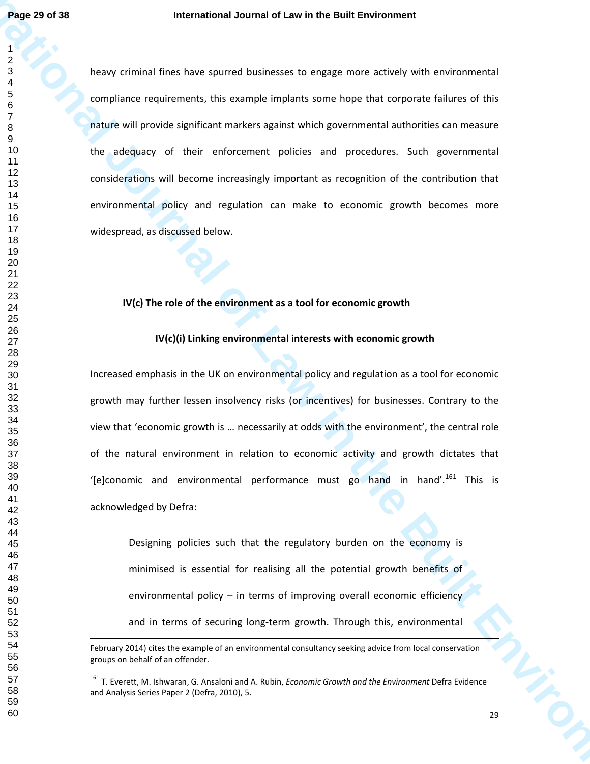heavy criminal fines have spurred businesses to engage more actively with environmental compliance requirements, this example implants some hope that corporate failures of this nature will provide significant markers against which governmental authorities can measure the adequacy of their enforcement policies and procedures. Such governmental considerations will become increasingly important as recognition of the contribution that environmental policy and regulation can make to economic growth becomes more widespread, as discussed below.

### IV(c) The role of the environment as a tool for economic growth

#### IV(c)(i) Linking environmental interests with economic growth

Increased emphasis in the UK on environmental policy and regulation as a tool for economic growth may further lessen insolvency risks (or incentives) for businesses. Contrary to the view that 'economic growth is … necessarily at odds with the environment', the central role of the natural environment in relation to economic activity and growth dictates that '[e]conomic and environmental performance must go hand in hand'.[161] This is acknowledged by Defra:

> Designing policies such that the regulatory burden on the economy is minimised is essential for realising all the potential growth benefits of environmental policy – in terms of improving overall economic efficiency and in terms of securing long-term growth. Through this, environmental

---

February 2014) cites the example of an environmental consultancy seeking advice from local conservation groups on behalf of an offender.

[161] T. Everett, M. Ishwaran, G. Ansaloni and A. Rubin, *Economic Growth and the Environment* Defra Evidence and Analysis Series Paper 2 (Defra, 2010), 5.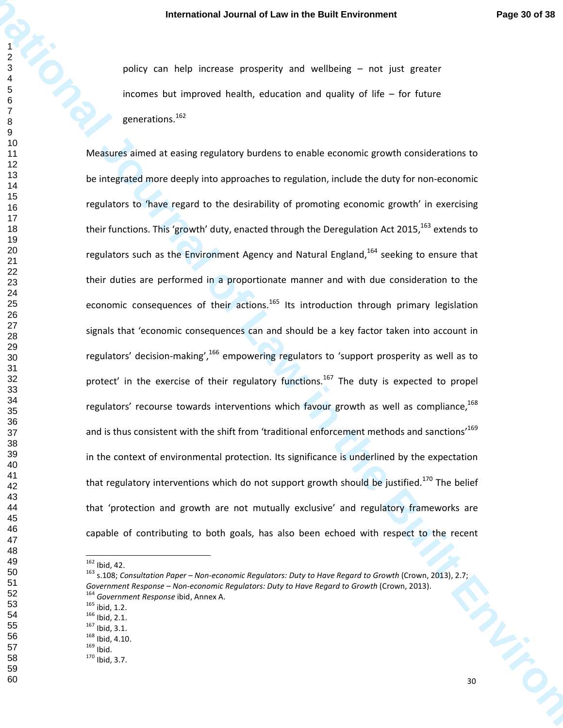policy can help increase prosperity and wellbeing – not just greater incomes but improved health, education and quality of life – for future generations.[162]

Measures aimed at easing regulatory burdens to enable economic growth considerations to be integrated more deeply into approaches to regulation, include the duty for non-economic regulators to 'have regard to the desirability of promoting economic growth' in exercising their functions. This 'growth' duty, enacted through the Deregulation Act 2015,[163] extends to regulators such as the Environment Agency and Natural England,[164] seeking to ensure that their duties are performed in a proportionate manner and with due consideration to the economic consequences of their actions.[165] Its introduction through primary legislation signals that 'economic consequences can and should be a key factor taken into account in regulators' decision-making',[166] empowering regulators to 'support prosperity as well as to protect' in the exercise of their regulatory functions.[167] The duty is expected to propel regulators' recourse towards interventions which favour growth as well as compliance,[168] and is thus consistent with the shift from 'traditional enforcement methods and sanctions'[169] in the context of environmental protection. Its significance is underlined by the expectation that regulatory interventions which do not support growth should be justified.[170] The belief that 'protection and growth are not mutually exclusive' and regulatory frameworks are capable of contributing to both goals, has also been echoed with respect to the recent

---

[162] Ibid, 42.

[163] s.108; *Consultation Paper – Non-economic Regulators: Duty to Have Regard to Growth* (Crown, 2013), 2.7; *Government Response – Non-economic Regulators: Duty to Have Regard to Growth* (Crown, 2013).

[164] *Government Response* ibid, Annex A.

[165] ibid, 1.2.

[166] Ibid, 2.1.

[167] Ibid, 3.1.

[168] Ibid, 4.10.

[169] Ibid.

[170] Ibid, 3.7.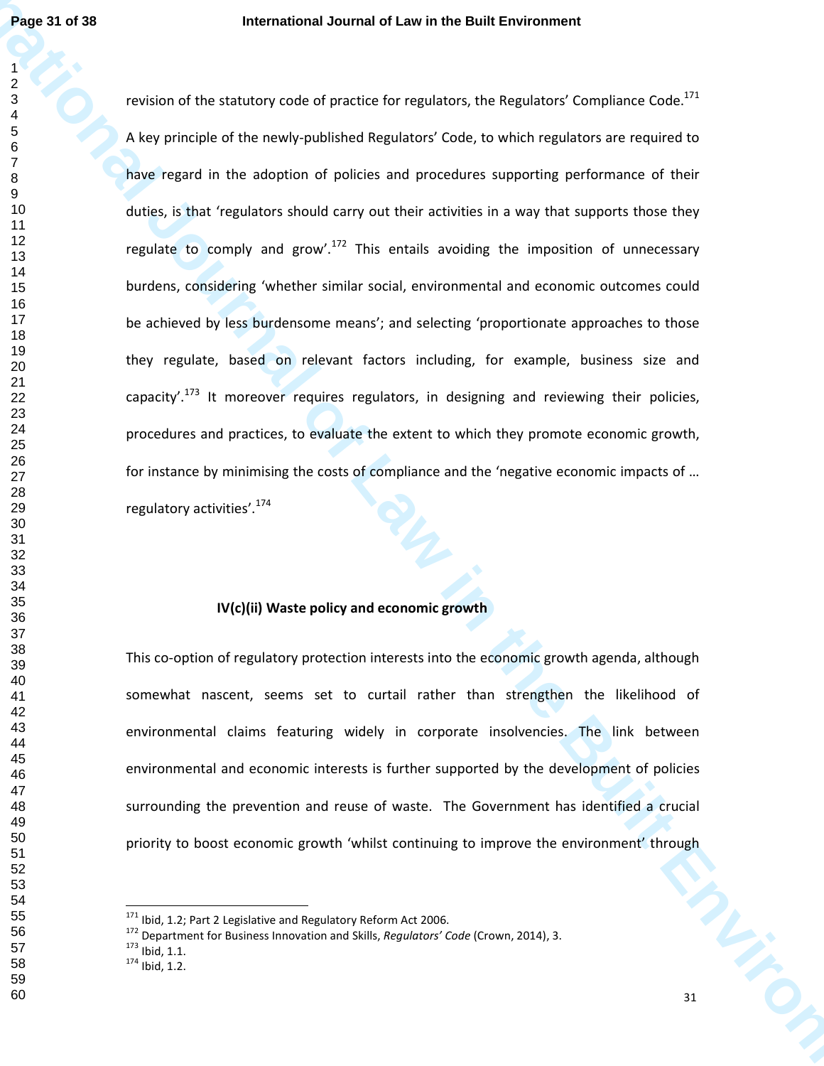revision of the statutory code of practice for regulators, the Regulators' Compliance Code.[171] A key principle of the newly-published Regulators' Code, to which regulators are required to have regard in the adoption of policies and procedures supporting performance of their duties, is that 'regulators should carry out their activities in a way that supports those they regulate to comply and grow'.[172] This entails avoiding the imposition of unnecessary burdens, considering 'whether similar social, environmental and economic outcomes could be achieved by less burdensome means'; and selecting 'proportionate approaches to those they regulate, based on relevant factors including, for example, business size and capacity'.[173] It moreover requires regulators, in designing and reviewing their policies, procedures and practices, to evaluate the extent to which they promote economic growth, for instance by minimising the costs of compliance and the 'negative economic impacts of … regulatory activities'.[174]

### IV(c)(ii) Waste policy and economic growth

This co-option of regulatory protection interests into the economic growth agenda, although somewhat nascent, seems set to curtail rather than strengthen the likelihood of environmental claims featuring widely in corporate insolvencies. The link between environmental and economic interests is further supported by the development of policies surrounding the prevention and reuse of waste. The Government has identified a crucial priority to boost economic growth 'whilst continuing to improve the environment' through

---

[171] Ibid, 1.2; Part 2 Legislative and Regulatory Reform Act 2006.

[172] Department for Business Innovation and Skills, *Regulators' Code* (Crown, 2014), 3.

[173] Ibid, 1.1.

[174] Ibid, 1.2.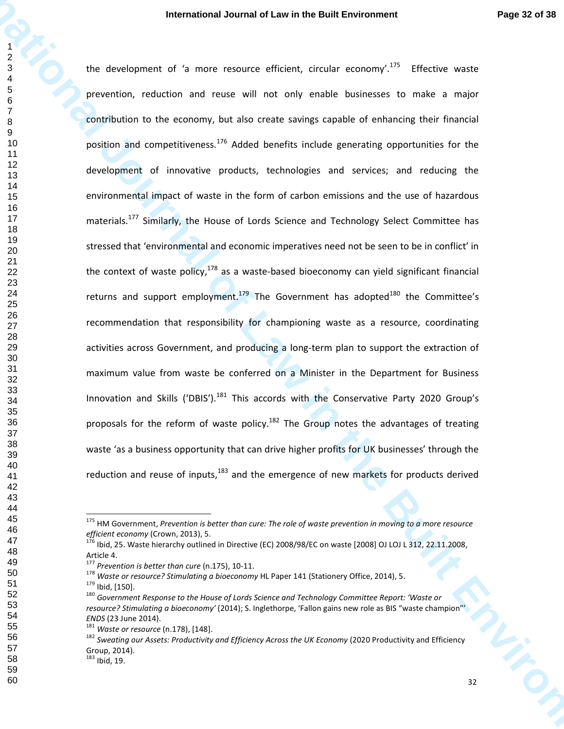the development of 'a more resource efficient, circular economy'.[175] Effective waste prevention, reduction and reuse will not only enable businesses to make a major contribution to the economy, but also create savings capable of enhancing their financial position and competitiveness.[176] Added benefits include generating opportunities for the development of innovative products, technologies and services; and reducing the environmental impact of waste in the form of carbon emissions and the use of hazardous materials.[177] Similarly, the House of Lords Science and Technology Select Committee has stressed that 'environmental and economic imperatives need not be seen to be in conflict' in the context of waste policy,[178] as a waste-based bioeconomy can yield significant financial returns and support employment.[179] The Government has adopted[180] the Committee's recommendation that responsibility for championing waste as a resource, coordinating activities across Government, and producing a long-term plan to support the extraction of maximum value from waste be conferred on a Minister in the Department for Business Innovation and Skills ('DBIS').[181] This accords with the Conservative Party 2020 Group's proposals for the reform of waste policy.[182] The Group notes the advantages of treating waste 'as a business opportunity that can drive higher profits for UK businesses' through the reduction and reuse of inputs,[183] and the emergence of new markets for products derived

---

[175] HM Government, *Prevention is better than cure: The role of waste prevention in moving to a more resource efficient economy* (Crown, 2013), 5.

[176] Ibid, 25. Waste hierarchy outlined in Directive (EC) 2008/98/EC on waste [2008] OJ LOJ L 312, 22.11.2008, Article 4.

[177] *Prevention is better than cure* (n.175), 10-11.

[178] *Waste or resource? Stimulating a bioeconomy* HL Paper 141 (Stationery Office, 2014), 5.

[179] Ibid, [150].

[180] *Government Response to the House of Lords Science and Technology Committee Report: 'Waste or resource? Stimulating a bioeconomy'* (2014); S. Inglethorpe, 'Fallon gains new role as BIS "waste champion"' *ENDS* (23 June 2014).

[181] *Waste or resource* (n.178), [148].

[182] *Sweating our Assets: Productivity and Efficiency Across the UK Economy* (2020 Productivity and Efficiency Group, 2014).

[183] Ibid, 19.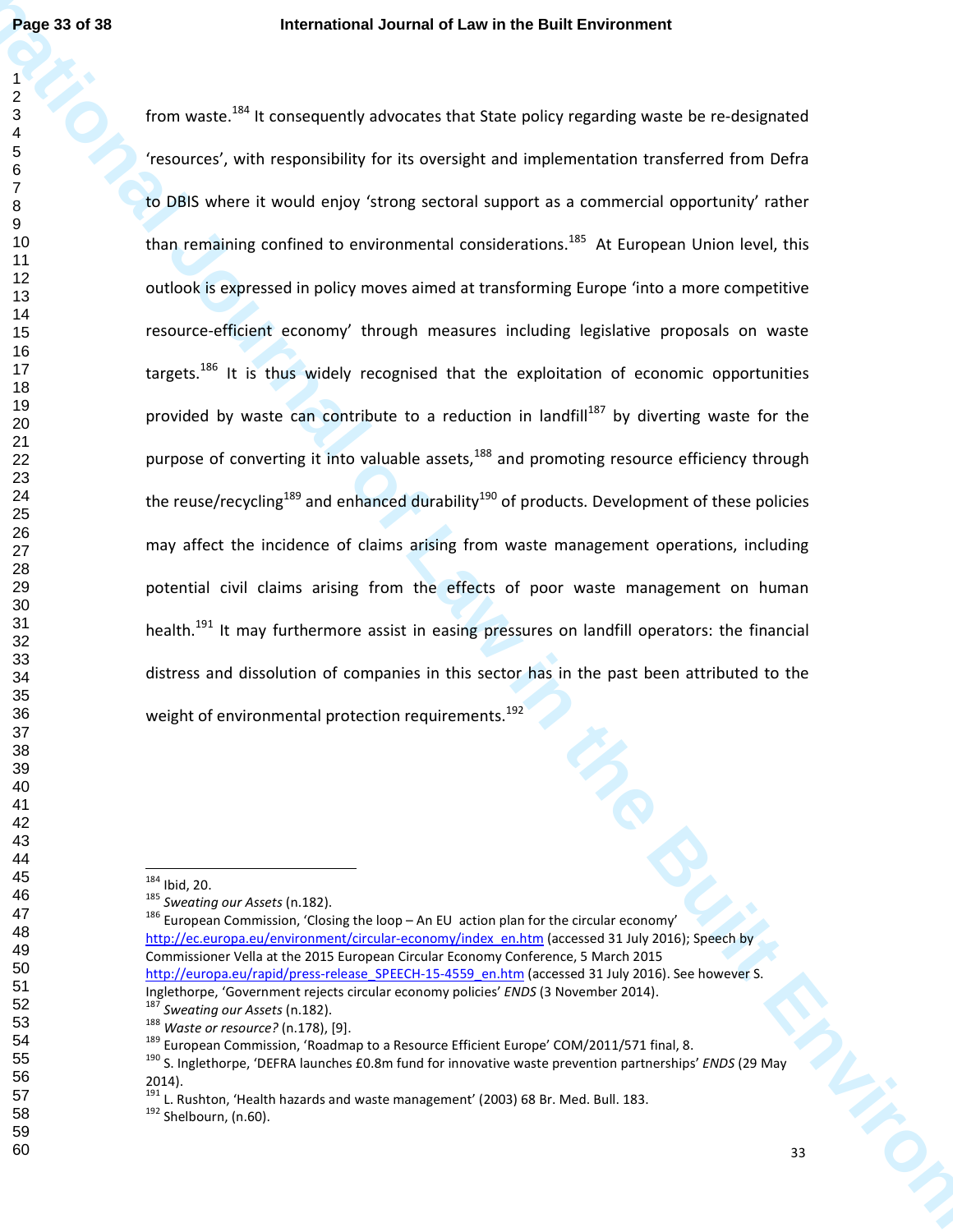from waste.[184] It consequently advocates that State policy regarding waste be re-designated 'resources', with responsibility for its oversight and implementation transferred from Defra to DBIS where it would enjoy 'strong sectoral support as a commercial opportunity' rather than remaining confined to environmental considerations.[185] At European Union level, this outlook is expressed in policy moves aimed at transforming Europe 'into a more competitive resource-efficient economy' through measures including legislative proposals on waste targets.[186] It is thus widely recognised that the exploitation of economic opportunities provided by waste can contribute to a reduction in landfill[187] by diverting waste for the purpose of converting it into valuable assets,[188] and promoting resource efficiency through the reuse/recycling[189] and enhanced durability[190] of products. Development of these policies may affect the incidence of claims arising from waste management operations, including potential civil claims arising from the effects of poor waste management on human health.[191] It may furthermore assist in easing pressures on landfill operators: the financial distress and dissolution of companies in this sector has in the past been attributed to the weight of environmental protection requirements.[192]

---

[184] Ibid, 20.

[185] *Sweating our Assets* (n.182).

[186] European Commission, 'Closing the loop – An EU action plan for the circular economy' http://ec.europa.eu/environment/circular-economy/index_en.htm (accessed 31 July 2016); Speech by Commissioner Vella at the 2015 European Circular Economy Conference, 5 March 2015 http://europa.eu/rapid/press-release_SPEECH-15-4559_en.htm (accessed 31 July 2016). See however S. Inglethorpe, 'Government rejects circular economy policies' *ENDS* (3 November 2014).

[187] *Sweating our Assets* (n.182).

[188] *Waste or resource?* (n.178), [9].

[189] European Commission, 'Roadmap to a Resource Efficient Europe' COM/2011/571 final, 8.

[190] S. Inglethorpe, 'DEFRA launches £0.8m fund for innovative waste prevention partnerships' *ENDS* (29 May 2014).

[191] L. Rushton, 'Health hazards and waste management' (2003) 68 Br. Med. Bull. 183.

[192] Shelbourn, (n.60).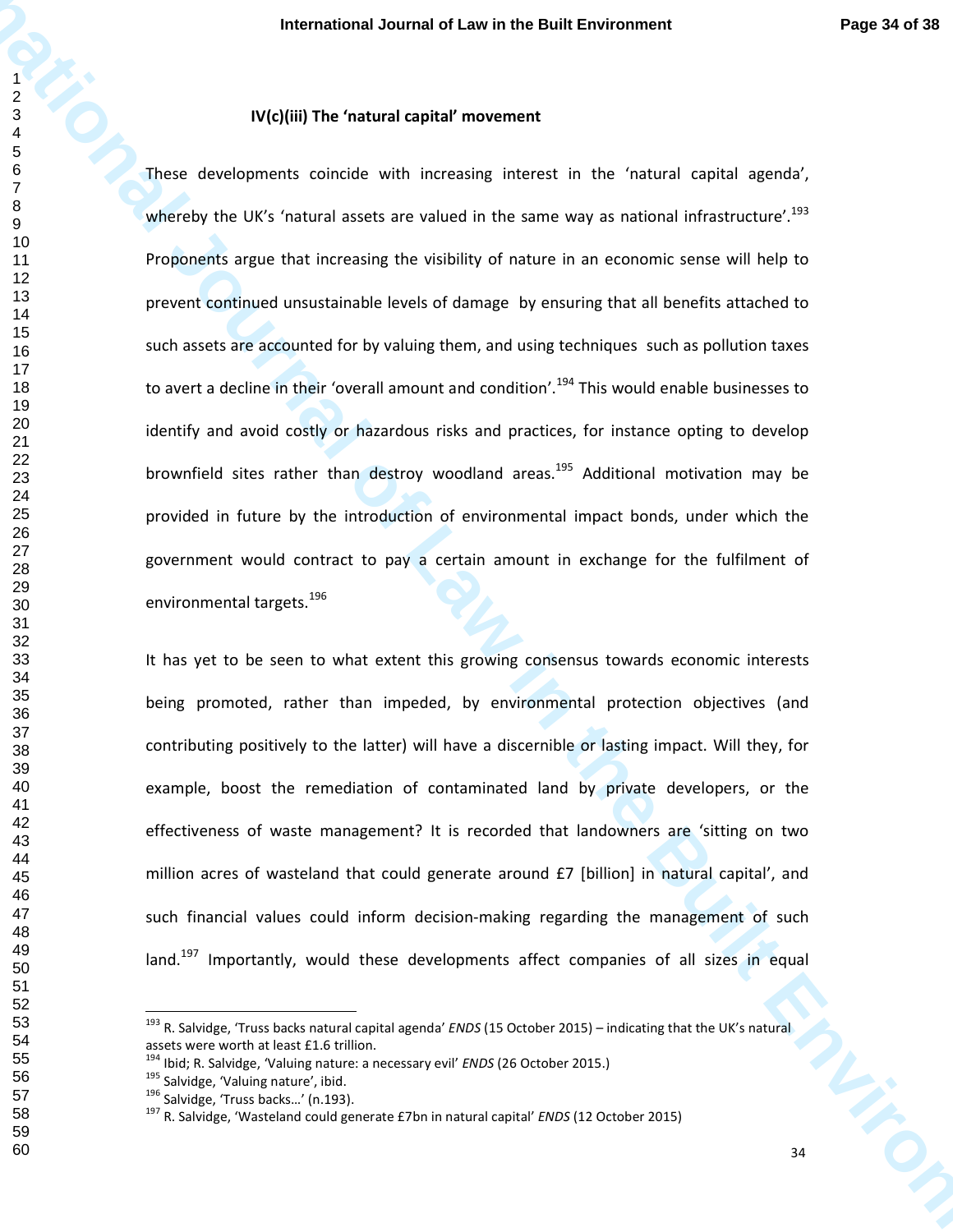### IV(c)(iii) The 'natural capital' movement

These developments coincide with increasing interest in the 'natural capital agenda', whereby the UK's 'natural assets are valued in the same way as national infrastructure'.[193] Proponents argue that increasing the visibility of nature in an economic sense will help to prevent continued unsustainable levels of damage by ensuring that all benefits attached to such assets are accounted for by valuing them, and using techniques such as pollution taxes to avert a decline in their 'overall amount and condition'.[194] This would enable businesses to identify and avoid costly or hazardous risks and practices, for instance opting to develop brownfield sites rather than destroy woodland areas.[195] Additional motivation may be provided in future by the introduction of environmental impact bonds, under which the government would contract to pay a certain amount in exchange for the fulfilment of environmental targets.[196]

It has yet to be seen to what extent this growing consensus towards economic interests being promoted, rather than impeded, by environmental protection objectives (and contributing positively to the latter) will have a discernible or lasting impact. Will they, for example, boost the remediation of contaminated land by private developers, or the effectiveness of waste management? It is recorded that landowners are 'sitting on two million acres of wasteland that could generate around £7 [billion] in natural capital', and such financial values could inform decision-making regarding the management of such land.[197] Importantly, would these developments affect companies of all sizes in equal

---

[193] R. Salvidge, 'Truss backs natural capital agenda' *ENDS* (15 October 2015) – indicating that the UK's natural assets were worth at least £1.6 trillion.

[194] Ibid; R. Salvidge, 'Valuing nature: a necessary evil' *ENDS* (26 October 2015.)

[195] Salvidge, 'Valuing nature', ibid.

[196] Salvidge, 'Truss backs…' (n.193).

[197] R. Salvidge, 'Wasteland could generate £7bn in natural capital' *ENDS* (12 October 2015)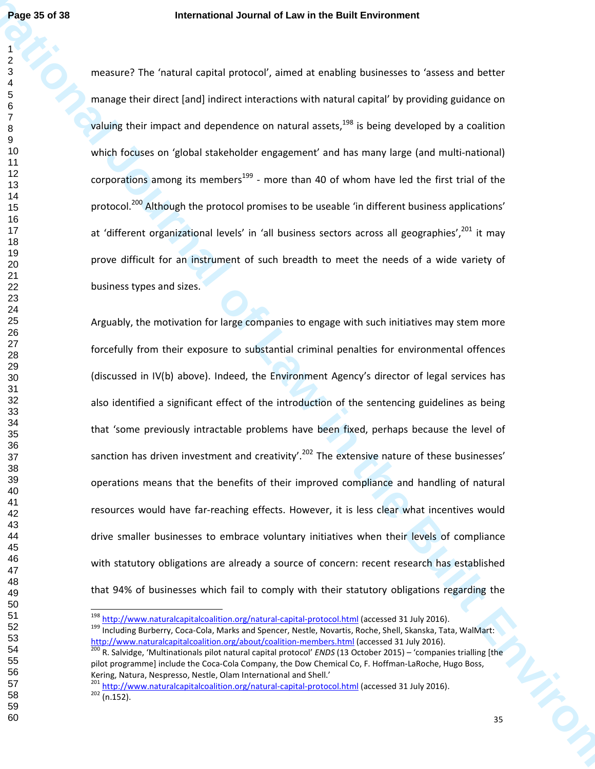measure? The 'natural capital protocol', aimed at enabling businesses to 'assess and better manage their direct [and] indirect interactions with natural capital' by providing guidance on valuing their impact and dependence on natural assets,[198] is being developed by a coalition which focuses on 'global stakeholder engagement' and has many large (and multi-national) corporations among its members[199] - more than 40 of whom have led the first trial of the protocol.[200] Although the protocol promises to be useable 'in different business applications' at 'different organizational levels' in 'all business sectors across all geographies',[201] it may prove difficult for an instrument of such breadth to meet the needs of a wide variety of business types and sizes.

Arguably, the motivation for large companies to engage with such initiatives may stem more forcefully from their exposure to substantial criminal penalties for environmental offences (discussed in IV(b) above). Indeed, the Environment Agency's director of legal services has also identified a significant effect of the introduction of the sentencing guidelines as being that 'some previously intractable problems have been fixed, perhaps because the level of sanction has driven investment and creativity'.[202] The extensive nature of these businesses' operations means that the benefits of their improved compliance and handling of natural resources would have far-reaching effects. However, it is less clear what incentives would drive smaller businesses to embrace voluntary initiatives when their levels of compliance with statutory obligations are already a source of concern: recent research has established that 94% of businesses which fail to comply with their statutory obligations regarding the

---

[198] http://www.naturalcapitalcoalition.org/natural-capital-protocol.html (accessed 31 July 2016).

[199] Including Burberry, Coca-Cola, Marks and Spencer, Nestle, Novartis, Roche, Shell, Skanska, Tata, WalMart: http://www.naturalcapitalcoalition.org/about/coalition-members.html (accessed 31 July 2016).

[200] R. Salvidge, 'Multinationals pilot natural capital protocol' *ENDS* (13 October 2015) – 'companies trialling [the pilot programme] include the Coca-Cola Company, the Dow Chemical Co, F. Hoffman-LaRoche, Hugo Boss, Kering, Natura, Nespresso, Nestle, Olam International and Shell.'

[201] http://www.naturalcapitalcoalition.org/natural-capital-protocol.html (accessed 31 July 2016).

[202] (n.152).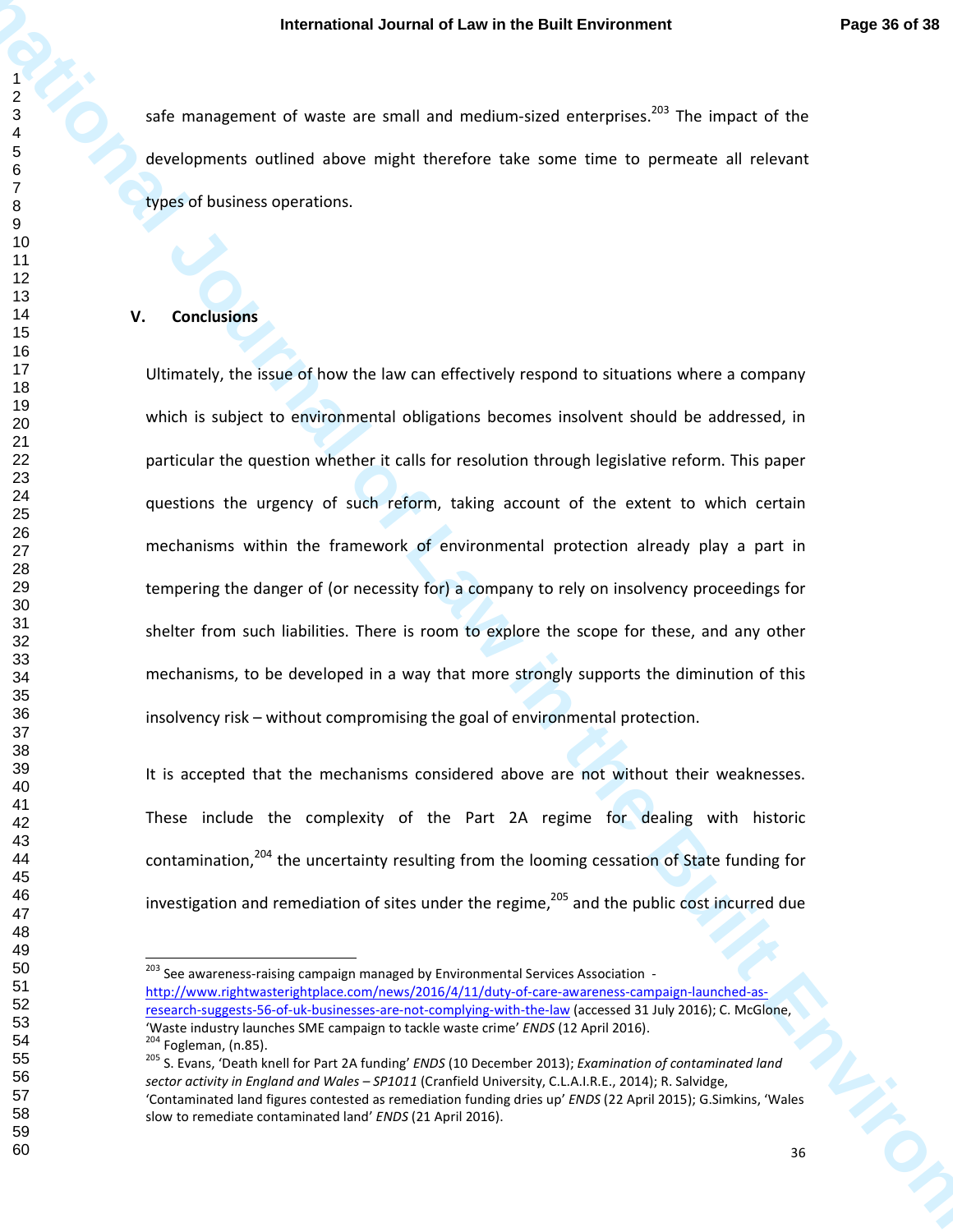safe management of waste are small and medium-sized enterprises.[203] The impact of the developments outlined above might therefore take some time to permeate all relevant types of business operations.

## V. Conclusions

Ultimately, the issue of how the law can effectively respond to situations where a company which is subject to environmental obligations becomes insolvent should be addressed, in particular the question whether it calls for resolution through legislative reform. This paper questions the urgency of such reform, taking account of the extent to which certain mechanisms within the framework of environmental protection already play a part in tempering the danger of (or necessity for) a company to rely on insolvency proceedings for shelter from such liabilities. There is room to explore the scope for these, and any other mechanisms, to be developed in a way that more strongly supports the diminution of this insolvency risk – without compromising the goal of environmental protection.

It is accepted that the mechanisms considered above are not without their weaknesses. These include the complexity of the Part 2A regime for dealing with historic contamination,[204] the uncertainty resulting from the looming cessation of State funding for investigation and remediation of sites under the regime,[205] and the public cost incurred due

---

[203] See awareness-raising campaign managed by Environmental Services Association - http://www.rightwasterightplace.com/news/2016/4/11/duty-of-care-awareness-campaign-launched-as-research-suggests-56-of-uk-businesses-are-not-complying-with-the-law (accessed 31 July 2016); C. McGlone, 'Waste industry launches SME campaign to tackle waste crime' *ENDS* (12 April 2016).

[204] Fogleman, (n.85).

[205] S. Evans, 'Death knell for Part 2A funding' *ENDS* (10 December 2013); *Examination of contaminated land sector activity in England and Wales – SP1011* (Cranfield University, C.L.A.I.R.E., 2014); R. Salvidge, 'Contaminated land figures contested as remediation funding dries up' *ENDS* (22 April 2015); G.Simkins, 'Wales slow to remediate contaminated land' *ENDS* (21 April 2016).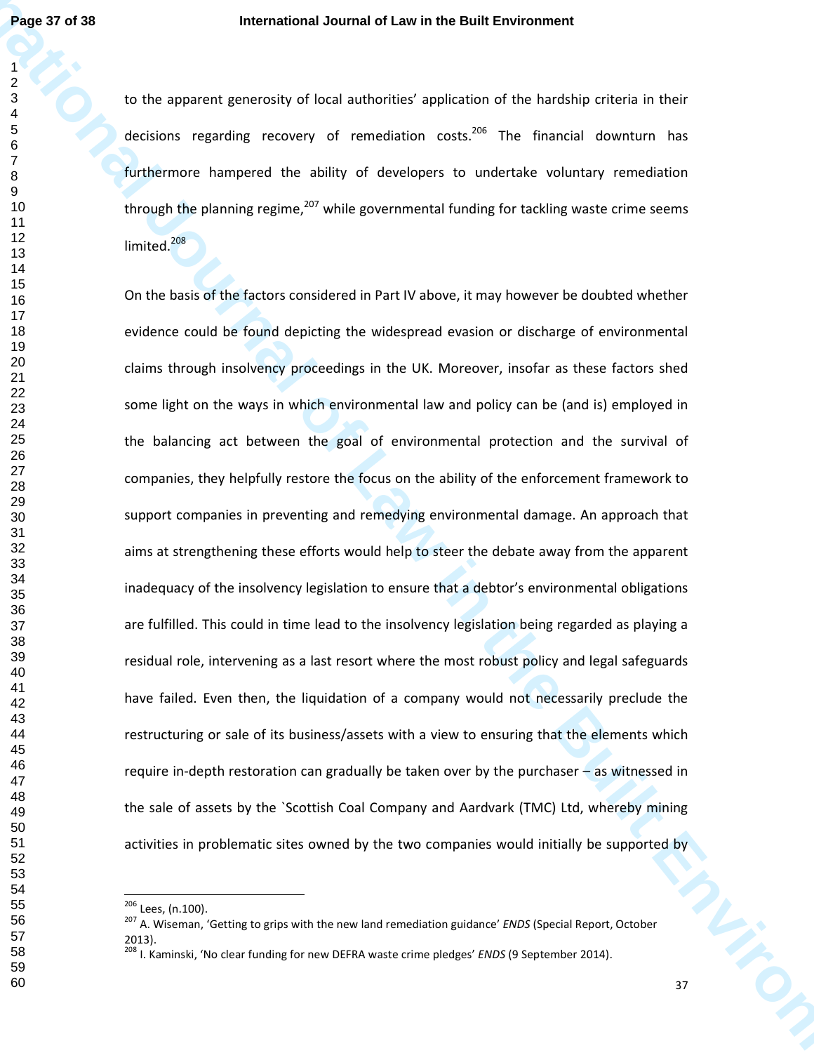to the apparent generosity of local authorities' application of the hardship criteria in their decisions regarding recovery of remediation costs.[206] The financial downturn has furthermore hampered the ability of developers to undertake voluntary remediation through the planning regime,[207] while governmental funding for tackling waste crime seems limited.[208]

On the basis of the factors considered in Part IV above, it may however be doubted whether evidence could be found depicting the widespread evasion or discharge of environmental claims through insolvency proceedings in the UK. Moreover, insofar as these factors shed some light on the ways in which environmental law and policy can be (and is) employed in the balancing act between the goal of environmental protection and the survival of companies, they helpfully restore the focus on the ability of the enforcement framework to support companies in preventing and remedying environmental damage. An approach that aims at strengthening these efforts would help to steer the debate away from the apparent inadequacy of the insolvency legislation to ensure that a debtor's environmental obligations are fulfilled. This could in time lead to the insolvency legislation being regarded as playing a residual role, intervening as a last resort where the most robust policy and legal safeguards have failed. Even then, the liquidation of a company would not necessarily preclude the restructuring or sale of its business/assets with a view to ensuring that the elements which require in-depth restoration can gradually be taken over by the purchaser – as witnessed in the sale of assets by the `Scottish Coal Company and Aardvark (TMC) Ltd, whereby mining activities in problematic sites owned by the two companies would initially be supported by

---

[206] Lees, (n.100).

[207] A. Wiseman, 'Getting to grips with the new land remediation guidance' *ENDS* (Special Report, October 2013).

[208] I. Kaminski, 'No clear funding for new DEFRA waste crime pledges' *ENDS* (9 September 2014).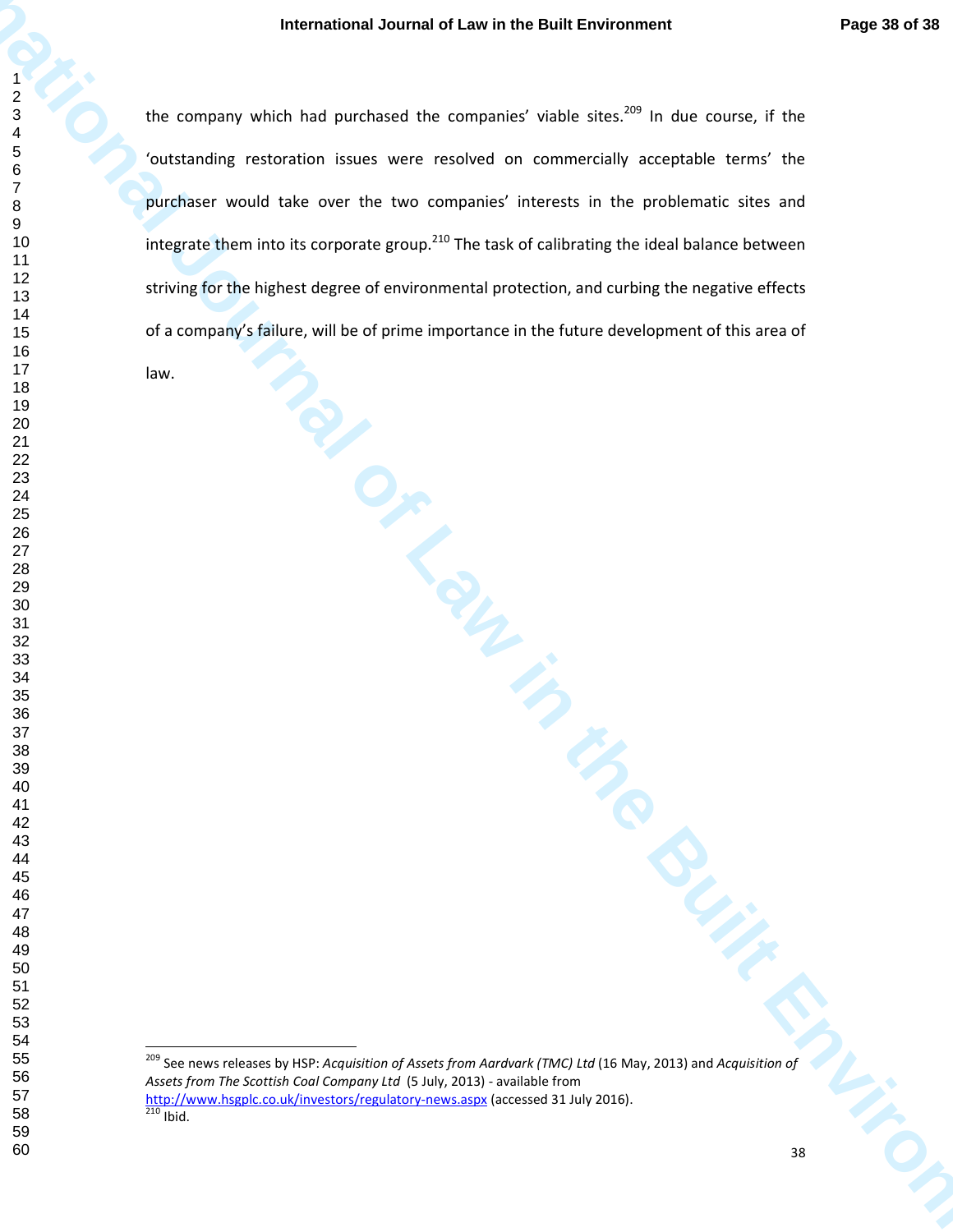the company which had purchased the companies' viable sites.[209] In due course, if the 'outstanding restoration issues were resolved on commercially acceptable terms' the purchaser would take over the two companies' interests in the problematic sites and integrate them into its corporate group.[210] The task of calibrating the ideal balance between striving for the highest degree of environmental protection, and curbing the negative effects of a company's failure, will be of prime importance in the future development of this area of law.

[209] See news releases by HSP: *Acquisition of Assets from Aardvark (TMC) Ltd* (16 May, 2013) and *Acquisition of Assets from The Scottish Coal Company Ltd* (5 July, 2013) - available from http://www.hsgplc.co.uk/investors/regulatory-news.aspx (accessed 31 July 2016).

[210] Ibid.